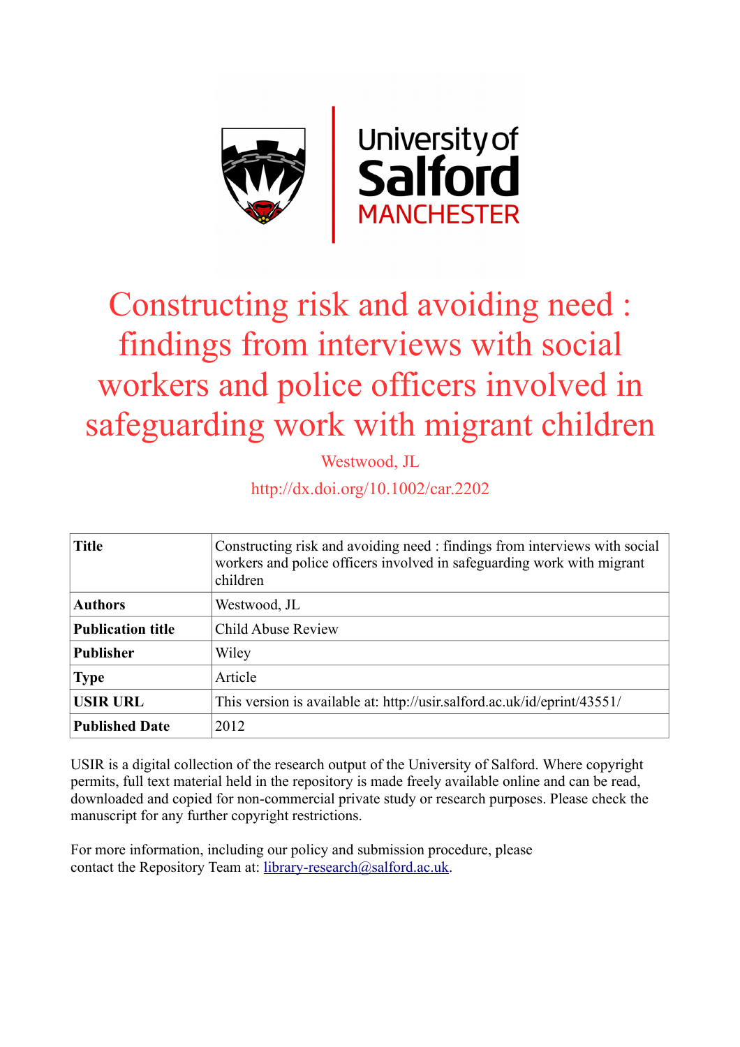# Constructing risk and avoiding need : findings from interviews with social workers and police officers involved in safeguarding work with migrant children

Westwood, JL

http://dx.doi.org/10.1002/car.2202

| **Title** | Constructing risk and avoiding need : findings from interviews with social workers and police officers involved in safeguarding work with migrant children |
|---|---|
| **Authors** | Westwood, JL |
| **Publication title** | Child Abuse Review |
| **Publisher** | Wiley |
| **Type** | Article |
| **USIR URL** | This version is available at: http://usir.salford.ac.uk/id/eprint/43551/ |
| **Published Date** | 2012 |

USIR is a digital collection of the research output of the University of Salford. Where copyright permits, full text material held in the repository is made freely available online and can be read, downloaded and copied for non-commercial private study or research purposes. Please check the manuscript for any further copyright restrictions.

For more information, including our policy and submission procedure, please contact the Repository Team at: library-research@salford.ac.uk.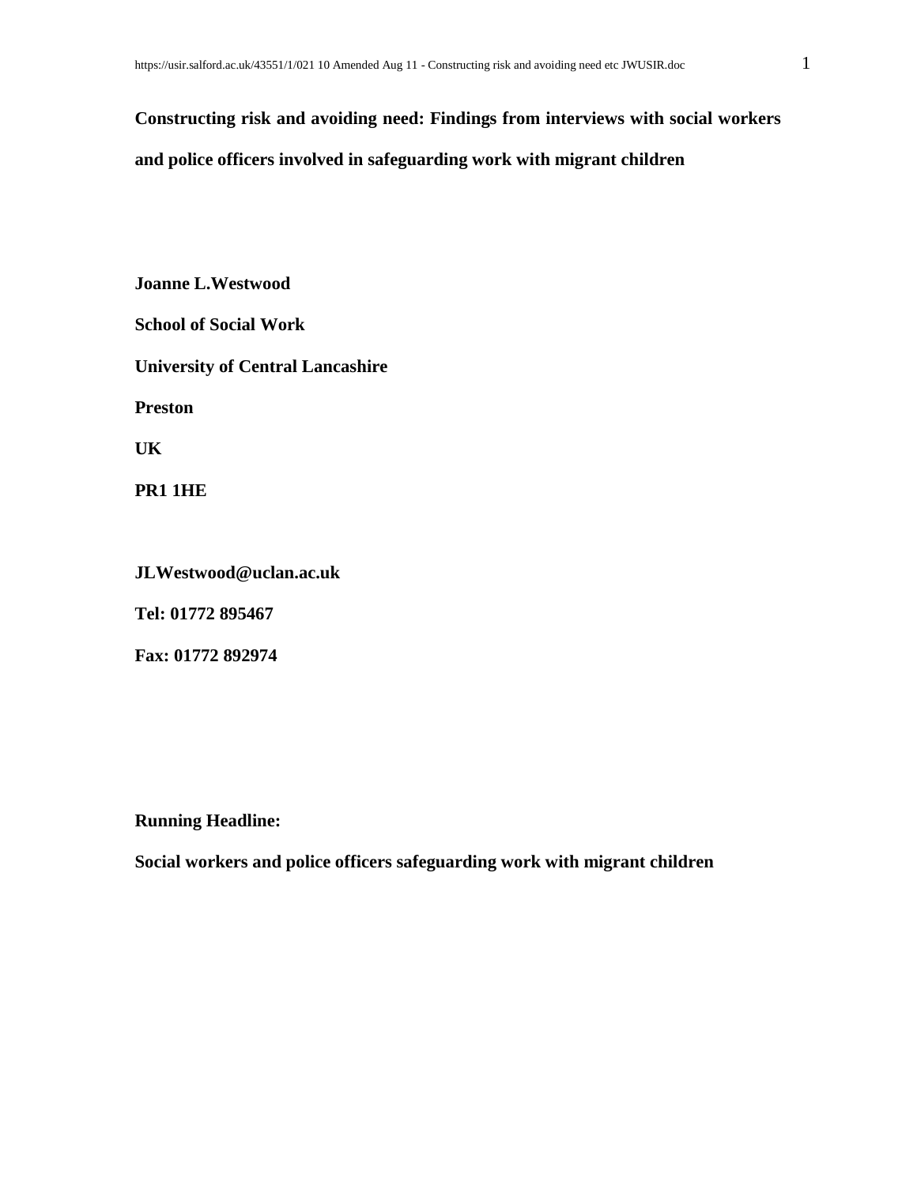# Constructing risk and avoiding need: Findings from interviews with social workers and police officers involved in safeguarding work with migrant children

**Joanne L.Westwood**

**School of Social Work**

**University of Central Lancashire**

**Preston**

**UK**

**PR1 1HE**

**JLWestwood@uclan.ac.uk**

**Tel: 01772 895467**

**Fax: 01772 892974**

**Running Headline:**

**Social workers and police officers safeguarding work with migrant children**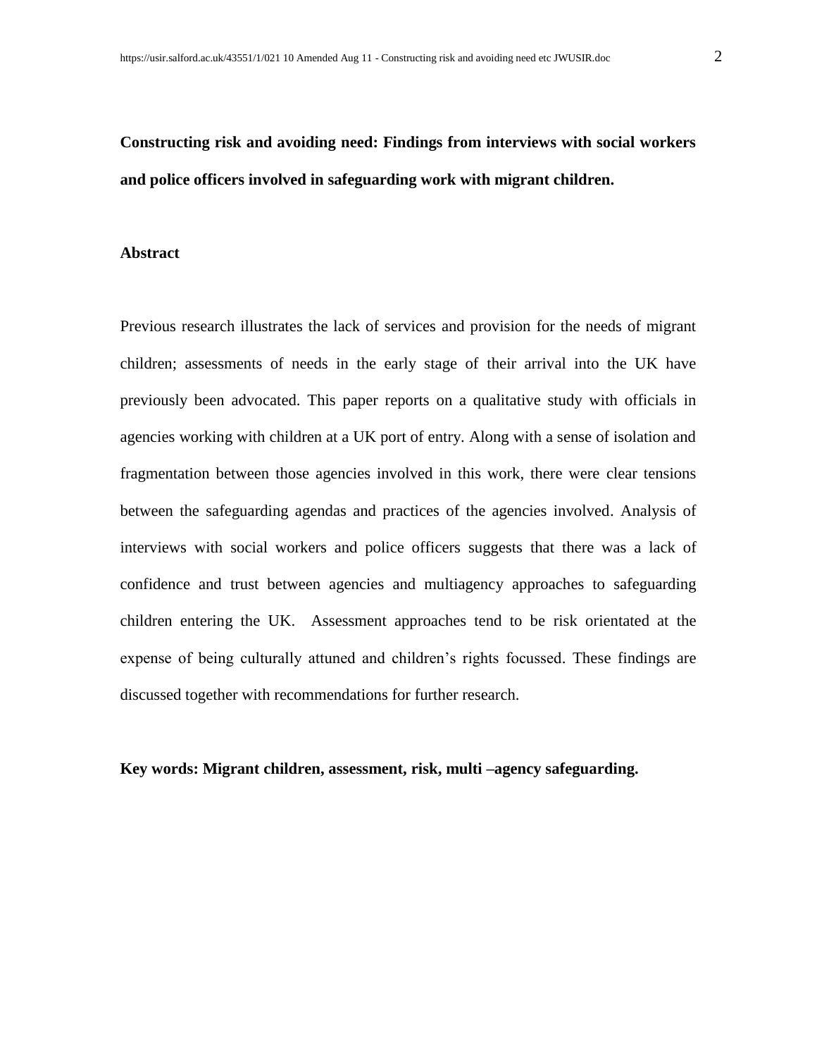**Constructing risk and avoiding need: Findings from interviews with social workers and police officers involved in safeguarding work with migrant children.**

**Abstract**

Previous research illustrates the lack of services and provision for the needs of migrant children; assessments of needs in the early stage of their arrival into the UK have previously been advocated. This paper reports on a qualitative study with officials in agencies working with children at a UK port of entry. Along with a sense of isolation and fragmentation between those agencies involved in this work, there were clear tensions between the safeguarding agendas and practices of the agencies involved. Analysis of interviews with social workers and police officers suggests that there was a lack of confidence and trust between agencies and multiagency approaches to safeguarding children entering the UK. Assessment approaches tend to be risk orientated at the expense of being culturally attuned and children's rights focussed. These findings are discussed together with recommendations for further research.

**Key words: Migrant children, assessment, risk, multi –agency safeguarding.**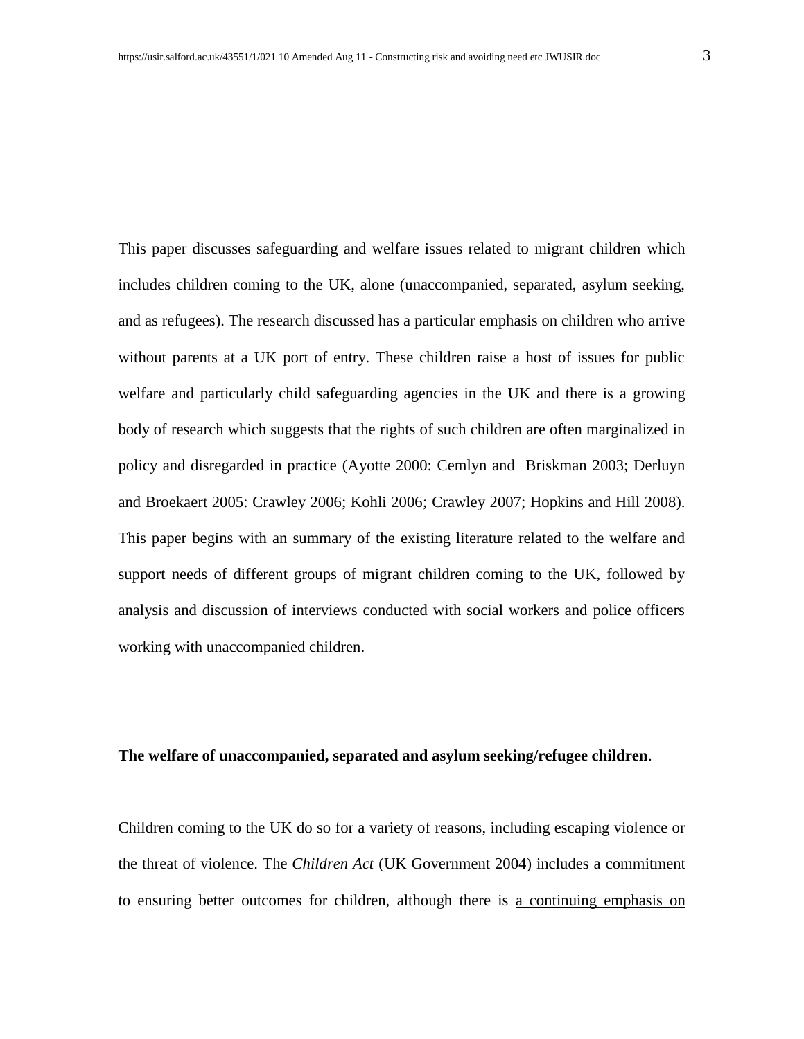This paper discusses safeguarding and welfare issues related to migrant children which includes children coming to the UK, alone (unaccompanied, separated, asylum seeking, and as refugees). The research discussed has a particular emphasis on children who arrive without parents at a UK port of entry. These children raise a host of issues for public welfare and particularly child safeguarding agencies in the UK and there is a growing body of research which suggests that the rights of such children are often marginalized in policy and disregarded in practice (Ayotte 2000: Cemlyn and  Briskman 2003; Derluyn and Broekaert 2005: Crawley 2006; Kohli 2006; Crawley 2007; Hopkins and Hill 2008). This paper begins with an summary of the existing literature related to the welfare and support needs of different groups of migrant children coming to the UK, followed by analysis and discussion of interviews conducted with social workers and police officers working with unaccompanied children.

**The welfare of unaccompanied, separated and asylum seeking/refugee children**.

Children coming to the UK do so for a variety of reasons, including escaping violence or the threat of violence. The *Children Act* (UK Government 2004) includes a commitment to ensuring better outcomes for children, although there is <u>a continuing emphasis on</u>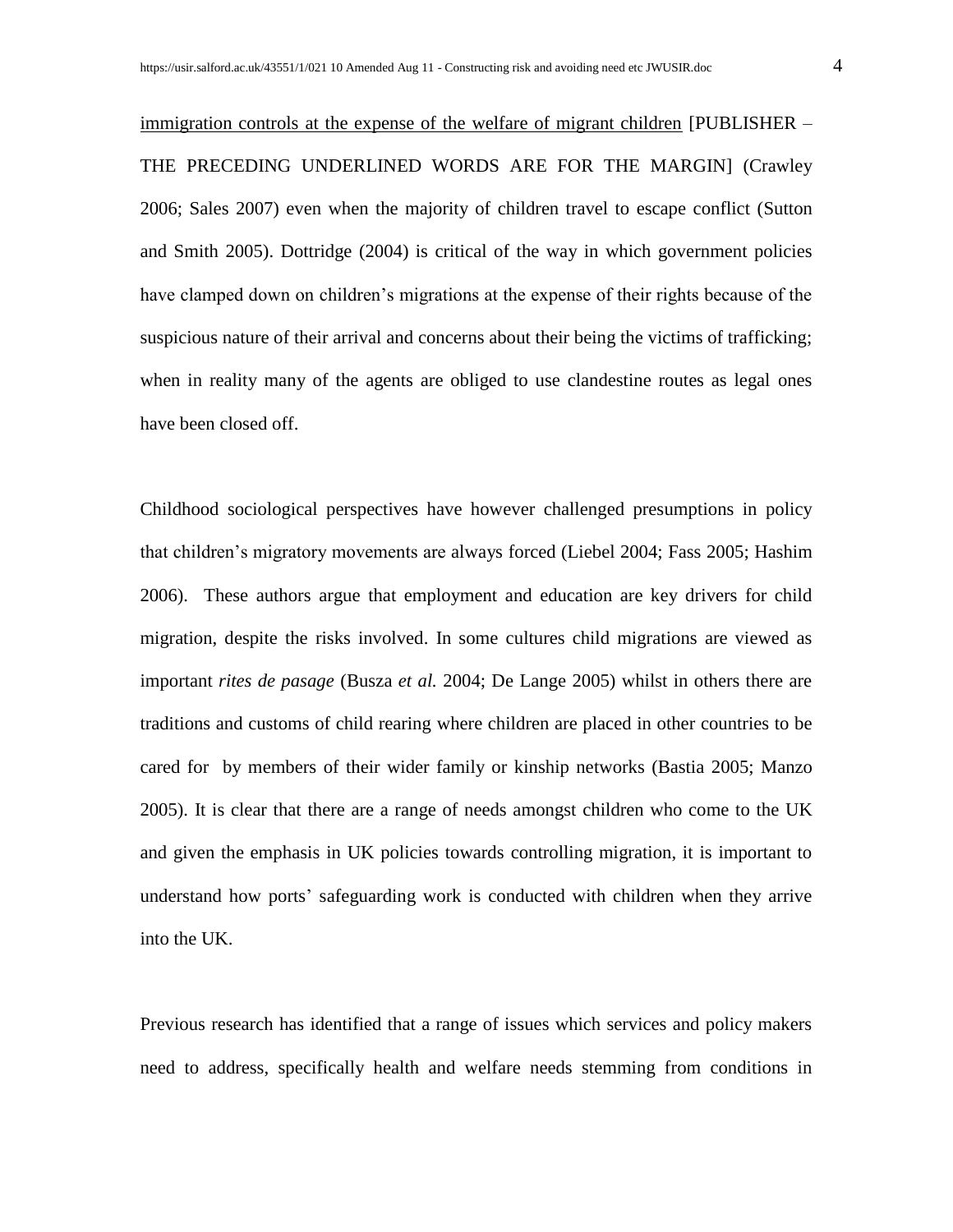immigration controls at the expense of the welfare of migrant children [PUBLISHER – THE PRECEDING UNDERLINED WORDS ARE FOR THE MARGIN] (Crawley 2006; Sales 2007) even when the majority of children travel to escape conflict (Sutton and Smith 2005). Dottridge (2004) is critical of the way in which government policies have clamped down on children's migrations at the expense of their rights because of the suspicious nature of their arrival and concerns about their being the victims of trafficking; when in reality many of the agents are obliged to use clandestine routes as legal ones have been closed off.

Childhood sociological perspectives have however challenged presumptions in policy that children's migratory movements are always forced (Liebel 2004; Fass 2005; Hashim 2006). These authors argue that employment and education are key drivers for child migration, despite the risks involved. In some cultures child migrations are viewed as important *rites de pasage* (Busza *et al.* 2004; De Lange 2005) whilst in others there are traditions and customs of child rearing where children are placed in other countries to be cared for by members of their wider family or kinship networks (Bastia 2005; Manzo 2005). It is clear that there are a range of needs amongst children who come to the UK and given the emphasis in UK policies towards controlling migration, it is important to understand how ports' safeguarding work is conducted with children when they arrive into the UK.

Previous research has identified that a range of issues which services and policy makers need to address, specifically health and welfare needs stemming from conditions in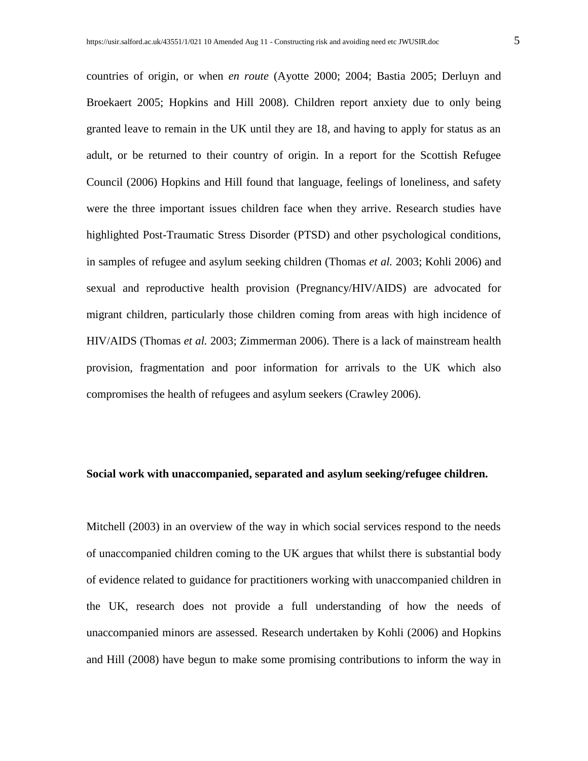countries of origin, or when *en route* (Ayotte 2000; 2004; Bastia 2005; Derluyn and Broekaert 2005; Hopkins and Hill 2008). Children report anxiety due to only being granted leave to remain in the UK until they are 18, and having to apply for status as an adult, or be returned to their country of origin. In a report for the Scottish Refugee Council (2006) Hopkins and Hill found that language, feelings of loneliness, and safety were the three important issues children face when they arrive. Research studies have highlighted Post-Traumatic Stress Disorder (PTSD) and other psychological conditions, in samples of refugee and asylum seeking children (Thomas *et al.* 2003; Kohli 2006) and sexual and reproductive health provision (Pregnancy/HIV/AIDS) are advocated for migrant children, particularly those children coming from areas with high incidence of HIV/AIDS (Thomas *et al.* 2003; Zimmerman 2006). There is a lack of mainstream health provision, fragmentation and poor information for arrivals to the UK which also compromises the health of refugees and asylum seekers (Crawley 2006).

**Social work with unaccompanied, separated and asylum seeking/refugee children.**

Mitchell (2003) in an overview of the way in which social services respond to the needs of unaccompanied children coming to the UK argues that whilst there is substantial body of evidence related to guidance for practitioners working with unaccompanied children in the UK, research does not provide a full understanding of how the needs of unaccompanied minors are assessed. Research undertaken by Kohli (2006) and Hopkins and Hill (2008) have begun to make some promising contributions to inform the way in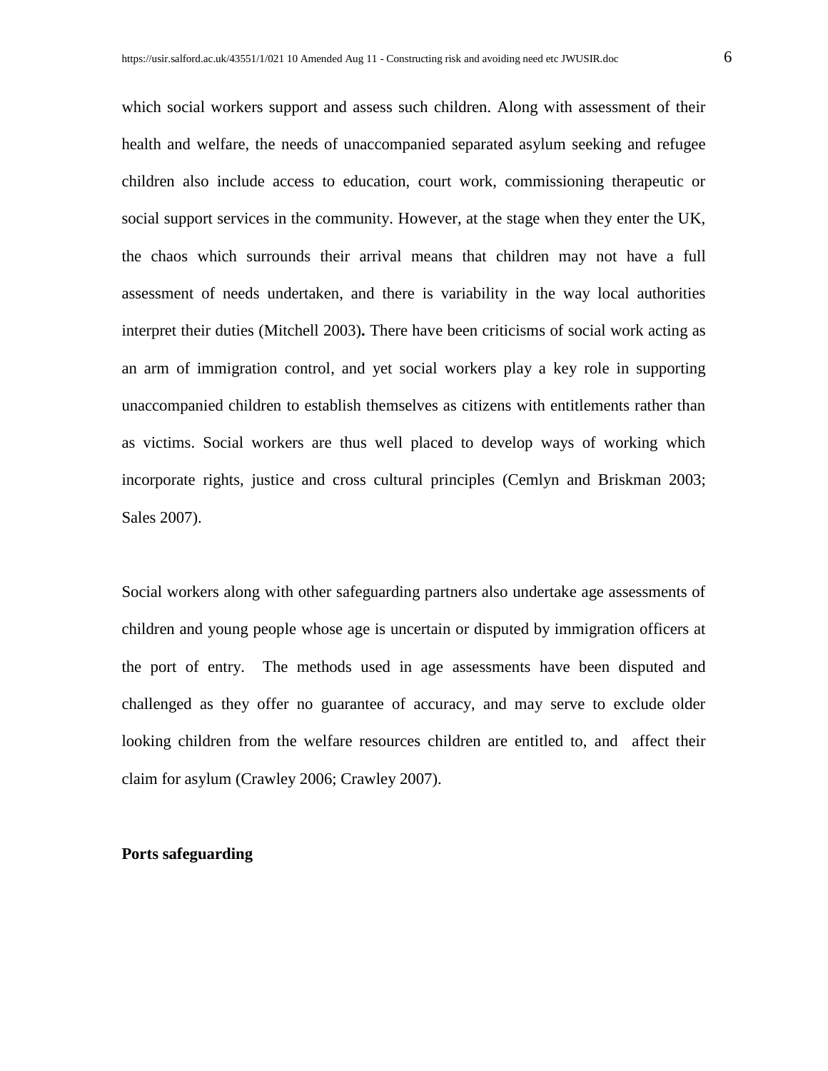which social workers support and assess such children. Along with assessment of their health and welfare, the needs of unaccompanied separated asylum seeking and refugee children also include access to education, court work, commissioning therapeutic or social support services in the community. However, at the stage when they enter the UK, the chaos which surrounds their arrival means that children may not have a full assessment of needs undertaken, and there is variability in the way local authorities interpret their duties (Mitchell 2003). There have been criticisms of social work acting as an arm of immigration control, and yet social workers play a key role in supporting unaccompanied children to establish themselves as citizens with entitlements rather than as victims. Social workers are thus well placed to develop ways of working which incorporate rights, justice and cross cultural principles (Cemlyn and Briskman 2003; Sales 2007).

Social workers along with other safeguarding partners also undertake age assessments of children and young people whose age is uncertain or disputed by immigration officers at the port of entry. The methods used in age assessments have been disputed and challenged as they offer no guarantee of accuracy, and may serve to exclude older looking children from the welfare resources children are entitled to, and affect their claim for asylum (Crawley 2006; Crawley 2007).

**Ports safeguarding**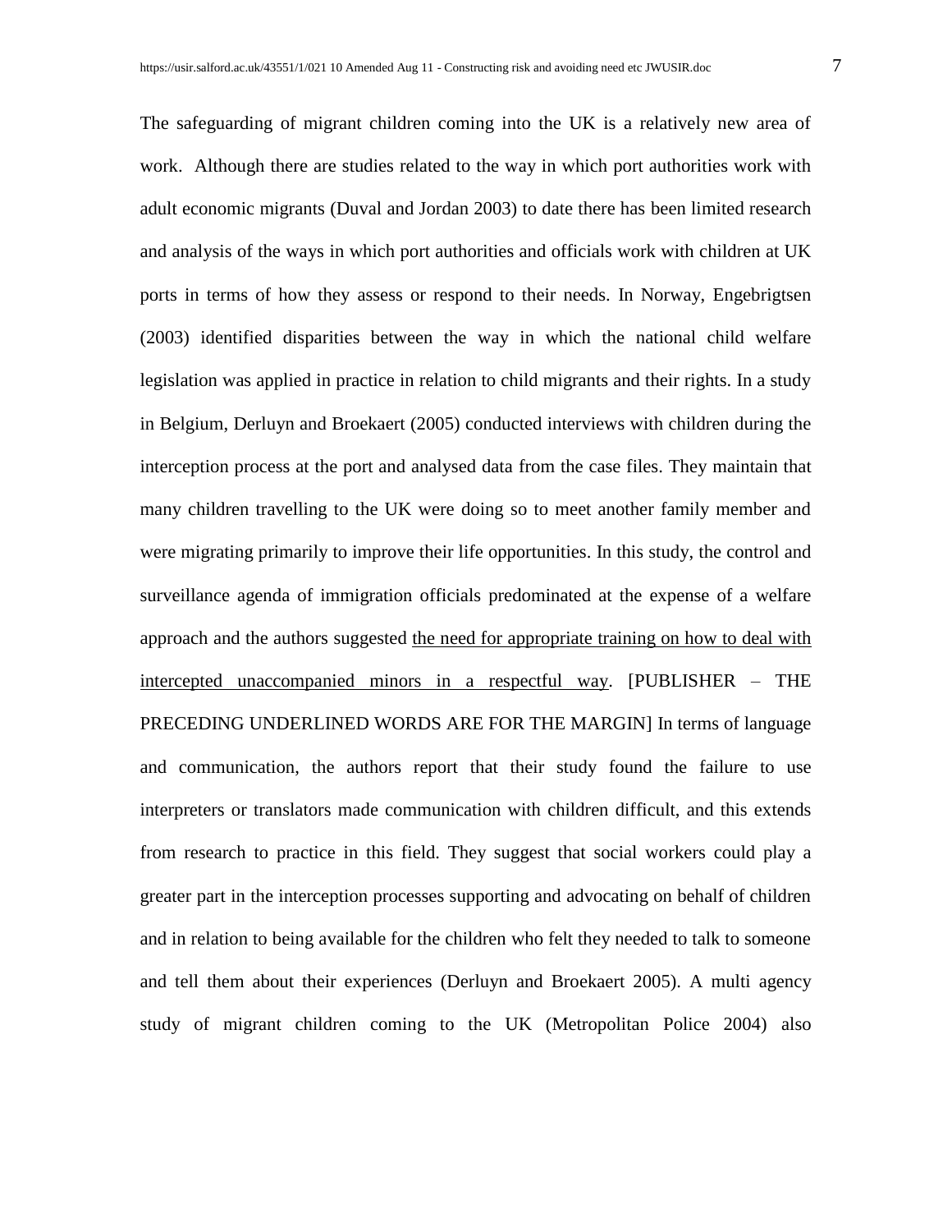The safeguarding of migrant children coming into the UK is a relatively new area of work. Although there are studies related to the way in which port authorities work with adult economic migrants (Duval and Jordan 2003) to date there has been limited research and analysis of the ways in which port authorities and officials work with children at UK ports in terms of how they assess or respond to their needs. In Norway, Engebrigtsen (2003) identified disparities between the way in which the national child welfare legislation was applied in practice in relation to child migrants and their rights. In a study in Belgium, Derluyn and Broekaert (2005) conducted interviews with children during the interception process at the port and analysed data from the case files. They maintain that many children travelling to the UK were doing so to meet another family member and were migrating primarily to improve their life opportunities. In this study, the control and surveillance agenda of immigration officials predominated at the expense of a welfare approach and the authors suggested <u>the need for appropriate training on how to deal with intercepted unaccompanied minors in a respectful way</u>. [PUBLISHER – THE PRECEDING UNDERLINED WORDS ARE FOR THE MARGIN] In terms of language and communication, the authors report that their study found the failure to use interpreters or translators made communication with children difficult, and this extends from research to practice in this field. They suggest that social workers could play a greater part in the interception processes supporting and advocating on behalf of children and in relation to being available for the children who felt they needed to talk to someone and tell them about their experiences (Derluyn and Broekaert 2005). A multi agency study of migrant children coming to the UK (Metropolitan Police 2004) also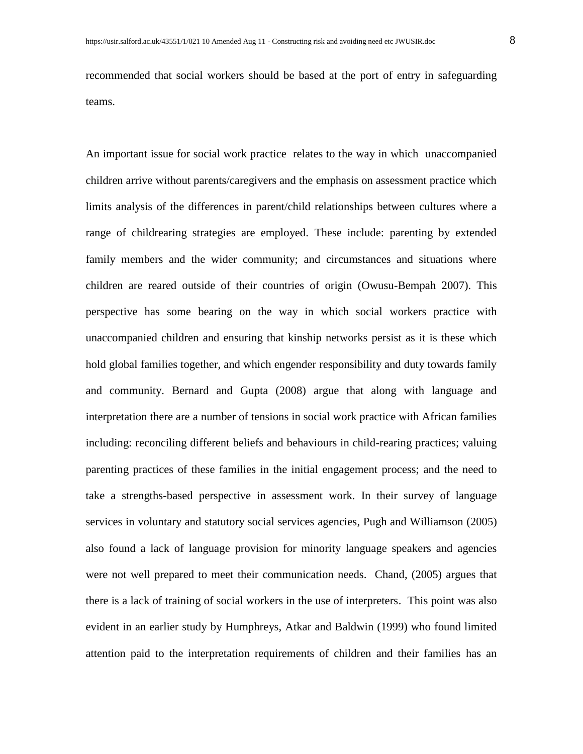recommended that social workers should be based at the port of entry in safeguarding teams.

An important issue for social work practice relates to the way in which unaccompanied children arrive without parents/caregivers and the emphasis on assessment practice which limits analysis of the differences in parent/child relationships between cultures where a range of childrearing strategies are employed. These include: parenting by extended family members and the wider community; and circumstances and situations where children are reared outside of their countries of origin (Owusu-Bempah 2007). This perspective has some bearing on the way in which social workers practice with unaccompanied children and ensuring that kinship networks persist as it is these which hold global families together, and which engender responsibility and duty towards family and community. Bernard and Gupta (2008) argue that along with language and interpretation there are a number of tensions in social work practice with African families including: reconciling different beliefs and behaviours in child-rearing practices; valuing parenting practices of these families in the initial engagement process; and the need to take a strengths-based perspective in assessment work. In their survey of language services in voluntary and statutory social services agencies, Pugh and Williamson (2005) also found a lack of language provision for minority language speakers and agencies were not well prepared to meet their communication needs. Chand, (2005) argues that there is a lack of training of social workers in the use of interpreters. This point was also evident in an earlier study by Humphreys, Atkar and Baldwin (1999) who found limited attention paid to the interpretation requirements of children and their families has an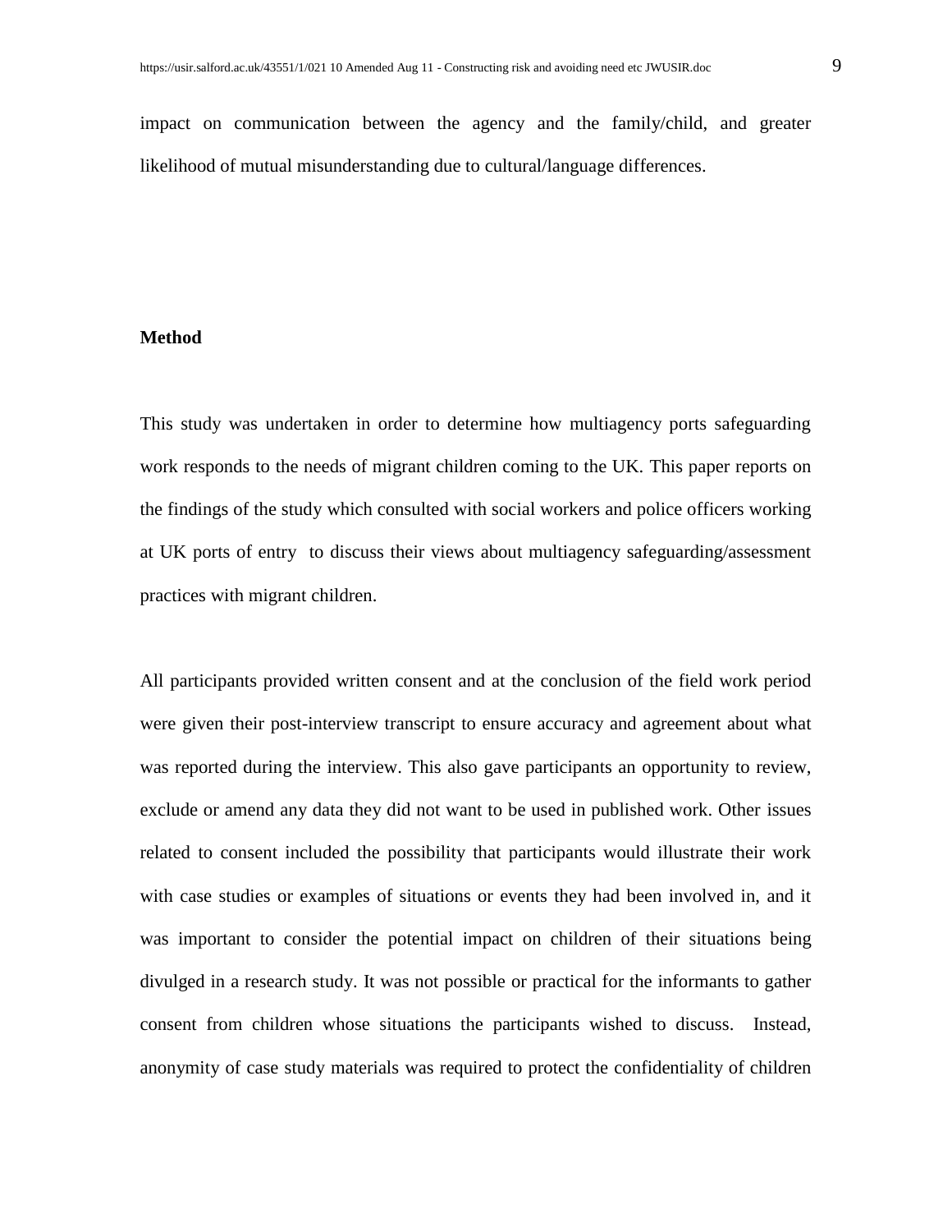impact on communication between the agency and the family/child, and greater likelihood of mutual misunderstanding due to cultural/language differences.

**Method**

This study was undertaken in order to determine how multiagency ports safeguarding work responds to the needs of migrant children coming to the UK. This paper reports on the findings of the study which consulted with social workers and police officers working at UK ports of entry to discuss their views about multiagency safeguarding/assessment practices with migrant children.

All participants provided written consent and at the conclusion of the field work period were given their post-interview transcript to ensure accuracy and agreement about what was reported during the interview. This also gave participants an opportunity to review, exclude or amend any data they did not want to be used in published work. Other issues related to consent included the possibility that participants would illustrate their work with case studies or examples of situations or events they had been involved in, and it was important to consider the potential impact on children of their situations being divulged in a research study. It was not possible or practical for the informants to gather consent from children whose situations the participants wished to discuss. Instead, anonymity of case study materials was required to protect the confidentiality of children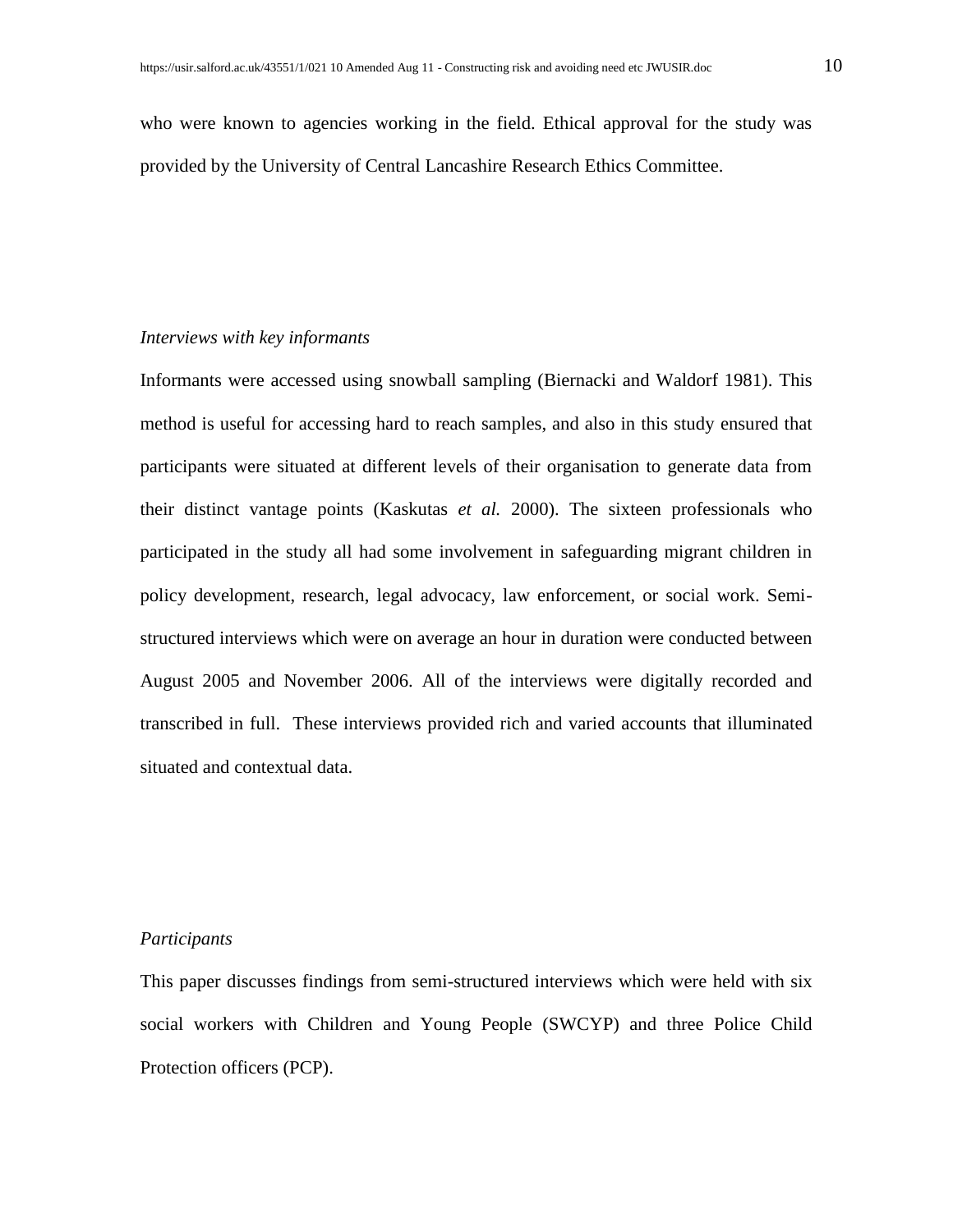who were known to agencies working in the field. Ethical approval for the study was provided by the University of Central Lancashire Research Ethics Committee.

*Interviews with key informants*

Informants were accessed using snowball sampling (Biernacki and Waldorf 1981). This method is useful for accessing hard to reach samples, and also in this study ensured that participants were situated at different levels of their organisation to generate data from their distinct vantage points (Kaskutas *et al.* 2000). The sixteen professionals who participated in the study all had some involvement in safeguarding migrant children in policy development, research, legal advocacy, law enforcement, or social work. Semi-structured interviews which were on average an hour in duration were conducted between August 2005 and November 2006. All of the interviews were digitally recorded and transcribed in full. These interviews provided rich and varied accounts that illuminated situated and contextual data.

*Participants*

This paper discusses findings from semi-structured interviews which were held with six social workers with Children and Young People (SWCYP) and three Police Child Protection officers (PCP).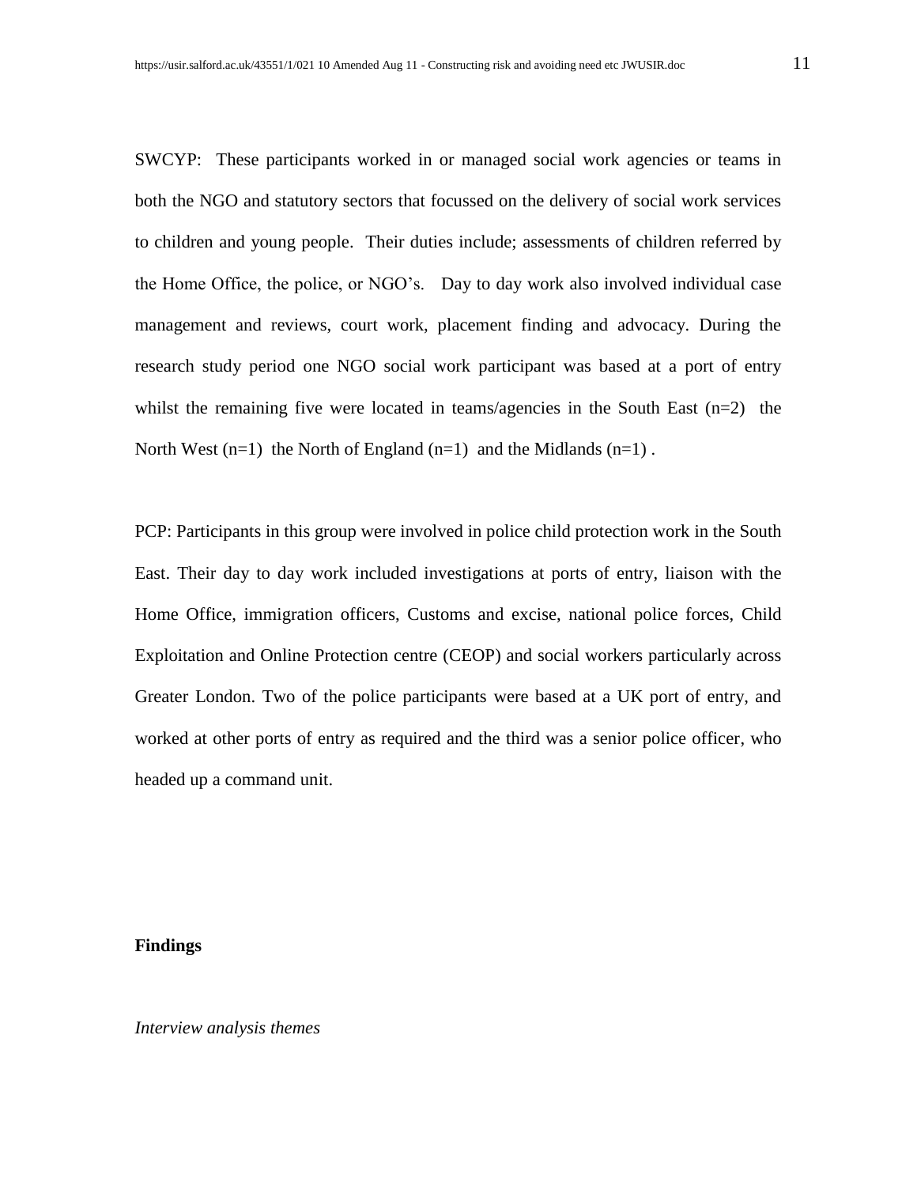SWCYP: These participants worked in or managed social work agencies or teams in both the NGO and statutory sectors that focussed on the delivery of social work services to children and young people. Their duties include; assessments of children referred by the Home Office, the police, or NGO's. Day to day work also involved individual case management and reviews, court work, placement finding and advocacy. During the research study period one NGO social work participant was based at a port of entry whilst the remaining five were located in teams/agencies in the South East (n=2) the North West (n=1) the North of England (n=1) and the Midlands (n=1) .

PCP: Participants in this group were involved in police child protection work in the South East. Their day to day work included investigations at ports of entry, liaison with the Home Office, immigration officers, Customs and excise, national police forces, Child Exploitation and Online Protection centre (CEOP) and social workers particularly across Greater London. Two of the police participants were based at a UK port of entry, and worked at other ports of entry as required and the third was a senior police officer, who headed up a command unit.

## Findings

*Interview analysis themes*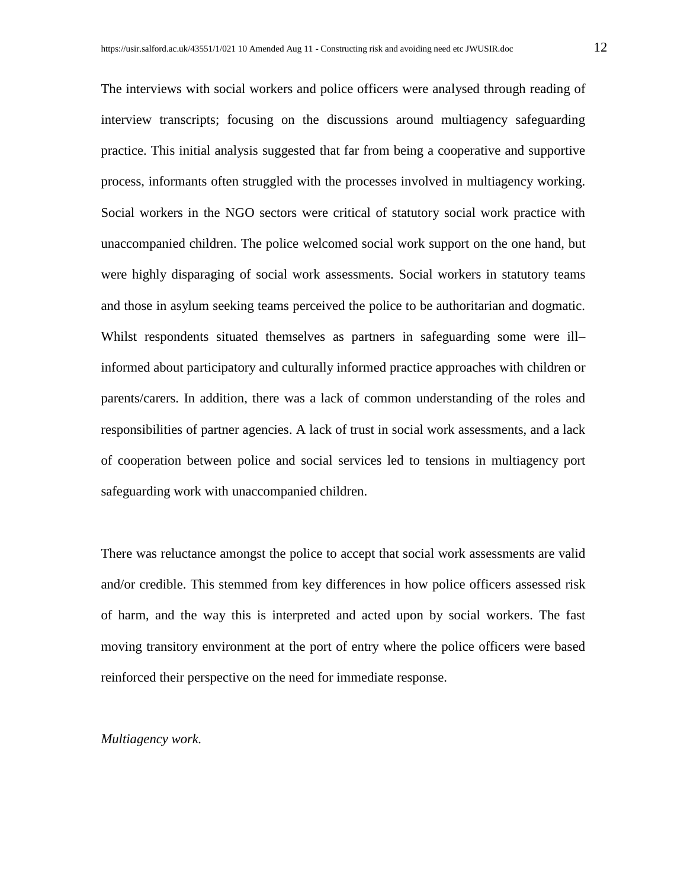The interviews with social workers and police officers were analysed through reading of interview transcripts; focusing on the discussions around multiagency safeguarding practice. This initial analysis suggested that far from being a cooperative and supportive process, informants often struggled with the processes involved in multiagency working. Social workers in the NGO sectors were critical of statutory social work practice with unaccompanied children. The police welcomed social work support on the one hand, but were highly disparaging of social work assessments. Social workers in statutory teams and those in asylum seeking teams perceived the police to be authoritarian and dogmatic. Whilst respondents situated themselves as partners in safeguarding some were ill–informed about participatory and culturally informed practice approaches with children or parents/carers. In addition, there was a lack of common understanding of the roles and responsibilities of partner agencies. A lack of trust in social work assessments, and a lack of cooperation between police and social services led to tensions in multiagency port safeguarding work with unaccompanied children.

There was reluctance amongst the police to accept that social work assessments are valid and/or credible. This stemmed from key differences in how police officers assessed risk of harm, and the way this is interpreted and acted upon by social workers. The fast moving transitory environment at the port of entry where the police officers were based reinforced their perspective on the need for immediate response.

*Multiagency work.*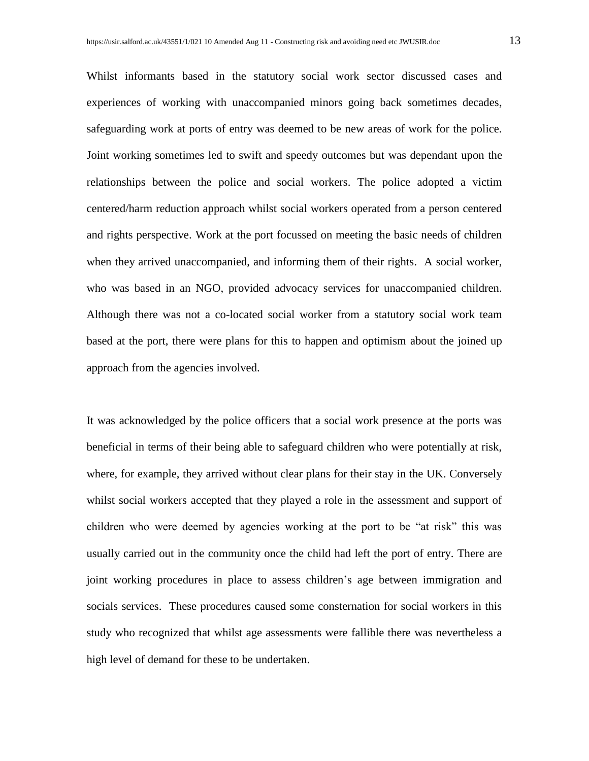Whilst informants based in the statutory social work sector discussed cases and experiences of working with unaccompanied minors going back sometimes decades, safeguarding work at ports of entry was deemed to be new areas of work for the police. Joint working sometimes led to swift and speedy outcomes but was dependant upon the relationships between the police and social workers. The police adopted a victim centered/harm reduction approach whilst social workers operated from a person centered and rights perspective. Work at the port focussed on meeting the basic needs of children when they arrived unaccompanied, and informing them of their rights. A social worker, who was based in an NGO, provided advocacy services for unaccompanied children. Although there was not a co-located social worker from a statutory social work team based at the port, there were plans for this to happen and optimism about the joined up approach from the agencies involved.

It was acknowledged by the police officers that a social work presence at the ports was beneficial in terms of their being able to safeguard children who were potentially at risk, where, for example, they arrived without clear plans for their stay in the UK. Conversely whilst social workers accepted that they played a role in the assessment and support of children who were deemed by agencies working at the port to be "at risk" this was usually carried out in the community once the child had left the port of entry. There are joint working procedures in place to assess children's age between immigration and socials services. These procedures caused some consternation for social workers in this study who recognized that whilst age assessments were fallible there was nevertheless a high level of demand for these to be undertaken.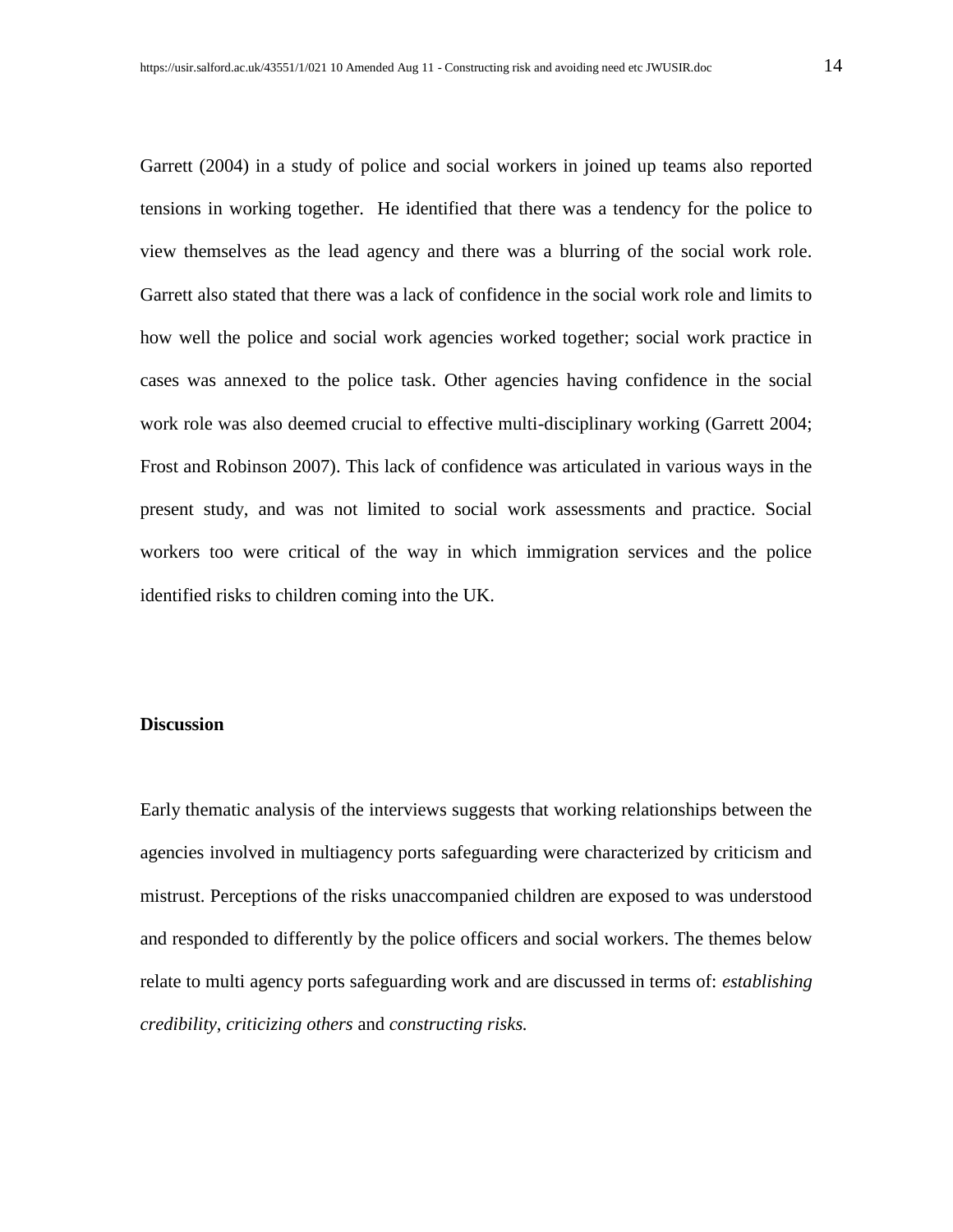Garrett (2004) in a study of police and social workers in joined up teams also reported tensions in working together.  He identified that there was a tendency for the police to view themselves as the lead agency and there was a blurring of the social work role. Garrett also stated that there was a lack of confidence in the social work role and limits to how well the police and social work agencies worked together; social work practice in cases was annexed to the police task. Other agencies having confidence in the social work role was also deemed crucial to effective multi-disciplinary working (Garrett 2004; Frost and Robinson 2007). This lack of confidence was articulated in various ways in the present study, and was not limited to social work assessments and practice. Social workers too were critical of the way in which immigration services and the police identified risks to children coming into the UK.

**Discussion**

Early thematic analysis of the interviews suggests that working relationships between the agencies involved in multiagency ports safeguarding were characterized by criticism and mistrust. Perceptions of the risks unaccompanied children are exposed to was understood and responded to differently by the police officers and social workers. The themes below relate to multi agency ports safeguarding work and are discussed in terms of: *establishing credibility*, *criticizing others* and *constructing risks.*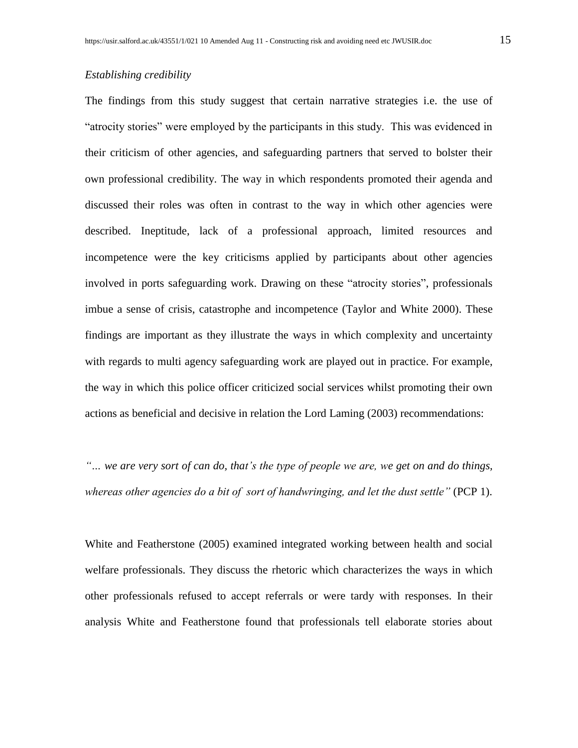*Establishing credibility*

The findings from this study suggest that certain narrative strategies i.e. the use of "atrocity stories" were employed by the participants in this study. This was evidenced in their criticism of other agencies, and safeguarding partners that served to bolster their own professional credibility. The way in which respondents promoted their agenda and discussed their roles was often in contrast to the way in which other agencies were described. Ineptitude, lack of a professional approach, limited resources and incompetence were the key criticisms applied by participants about other agencies involved in ports safeguarding work. Drawing on these "atrocity stories", professionals imbue a sense of crisis, catastrophe and incompetence (Taylor and White 2000). These findings are important as they illustrate the ways in which complexity and uncertainty with regards to multi agency safeguarding work are played out in practice. For example, the way in which this police officer criticized social services whilst promoting their own actions as beneficial and decisive in relation the Lord Laming (2003) recommendations:

*"… we are very sort of can do, that's the type of people we are, we get on and do things, whereas other agencies do a bit of sort of handwringing, and let the dust settle"* (PCP 1).

White and Featherstone (2005) examined integrated working between health and social welfare professionals. They discuss the rhetoric which characterizes the ways in which other professionals refused to accept referrals or were tardy with responses. In their analysis White and Featherstone found that professionals tell elaborate stories about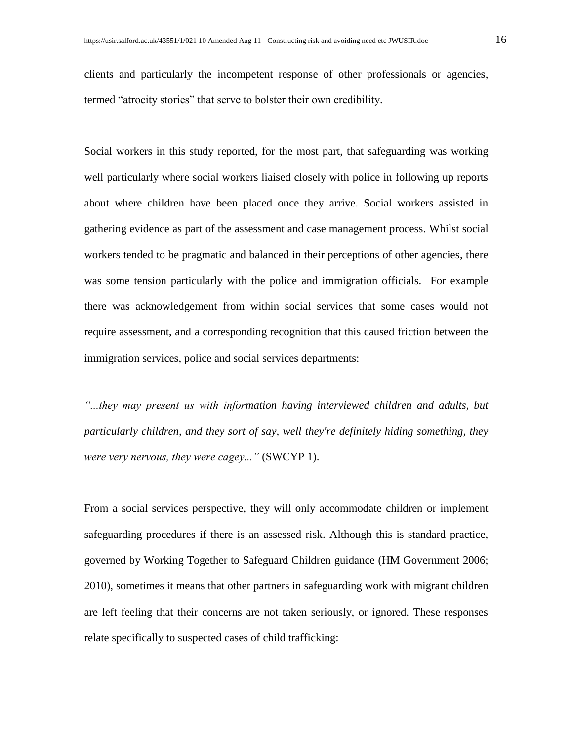clients and particularly the incompetent response of other professionals or agencies, termed "atrocity stories" that serve to bolster their own credibility.

Social workers in this study reported, for the most part, that safeguarding was working well particularly where social workers liaised closely with police in following up reports about where children have been placed once they arrive. Social workers assisted in gathering evidence as part of the assessment and case management process. Whilst social workers tended to be pragmatic and balanced in their perceptions of other agencies, there was some tension particularly with the police and immigration officials. For example there was acknowledgement from within social services that some cases would not require assessment, and a corresponding recognition that this caused friction between the immigration services, police and social services departments:

*"...they may present us with information having interviewed children and adults, but particularly children, and they sort of say, well they're definitely hiding something, they were very nervous, they were cagey..."* (SWCYP 1).

From a social services perspective, they will only accommodate children or implement safeguarding procedures if there is an assessed risk. Although this is standard practice, governed by Working Together to Safeguard Children guidance (HM Government 2006; 2010), sometimes it means that other partners in safeguarding work with migrant children are left feeling that their concerns are not taken seriously, or ignored. These responses relate specifically to suspected cases of child trafficking: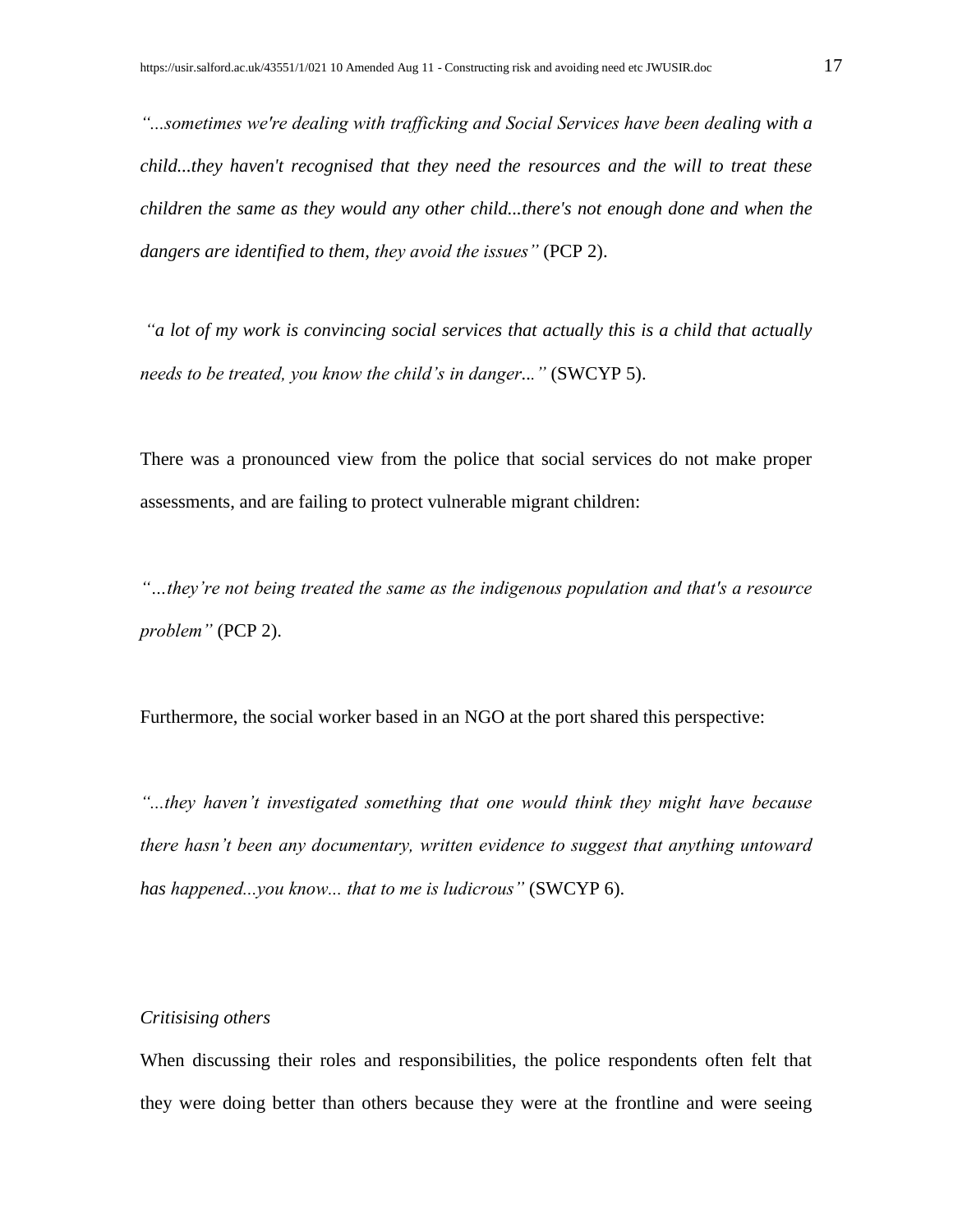*"...sometimes we're dealing with trafficking and Social Services have been dealing with a child...they haven't recognised that they need the resources and the will to treat these children the same as they would any other child...there's not enough done and when the dangers are identified to them, they avoid the issues"* (PCP 2).

*"a lot of my work is convincing social services that actually this is a child that actually needs to be treated, you know the child's in danger..."* (SWCYP 5).

There was a pronounced view from the police that social services do not make proper assessments, and are failing to protect vulnerable migrant children:

*"…they're not being treated the same as the indigenous population and that's a resource problem"* (PCP 2).

Furthermore, the social worker based in an NGO at the port shared this perspective:

*"...they haven't investigated something that one would think they might have because there hasn't been any documentary, written evidence to suggest that anything untoward has happened...you know... that to me is ludicrous"* (SWCYP 6).

*Critisising others*

When discussing their roles and responsibilities, the police respondents often felt that they were doing better than others because they were at the frontline and were seeing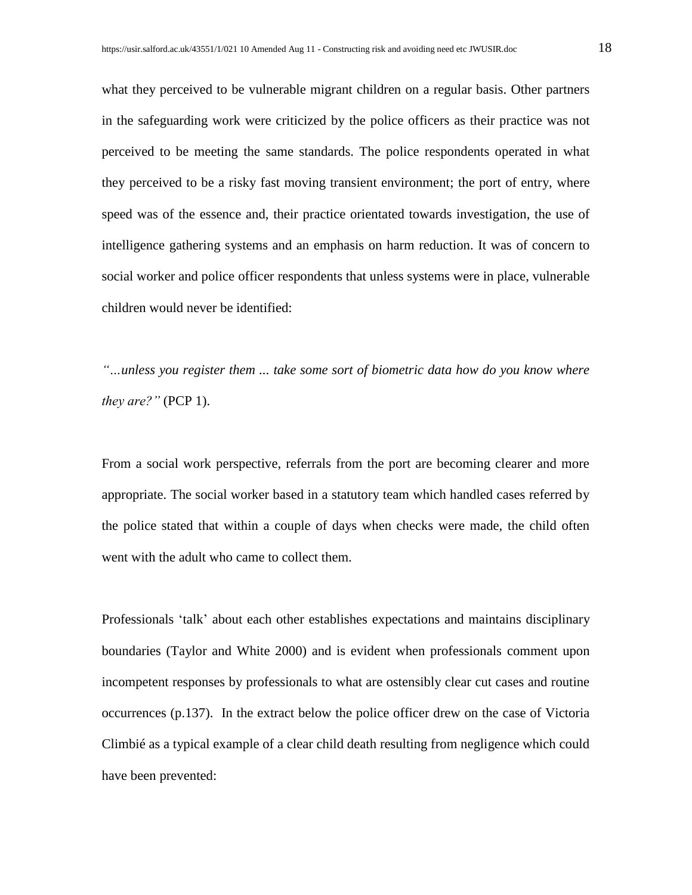what they perceived to be vulnerable migrant children on a regular basis. Other partners in the safeguarding work were criticized by the police officers as their practice was not perceived to be meeting the same standards. The police respondents operated in what they perceived to be a risky fast moving transient environment; the port of entry, where speed was of the essence and, their practice orientated towards investigation, the use of intelligence gathering systems and an emphasis on harm reduction. It was of concern to social worker and police officer respondents that unless systems were in place, vulnerable children would never be identified:

*"…unless you register them ... take some sort of biometric data how do you know where they are?"* (PCP 1).

From a social work perspective, referrals from the port are becoming clearer and more appropriate. The social worker based in a statutory team which handled cases referred by the police stated that within a couple of days when checks were made, the child often went with the adult who came to collect them.

Professionals 'talk' about each other establishes expectations and maintains disciplinary boundaries (Taylor and White 2000) and is evident when professionals comment upon incompetent responses by professionals to what are ostensibly clear cut cases and routine occurrences (p.137). In the extract below the police officer drew on the case of Victoria Climbié as a typical example of a clear child death resulting from negligence which could have been prevented: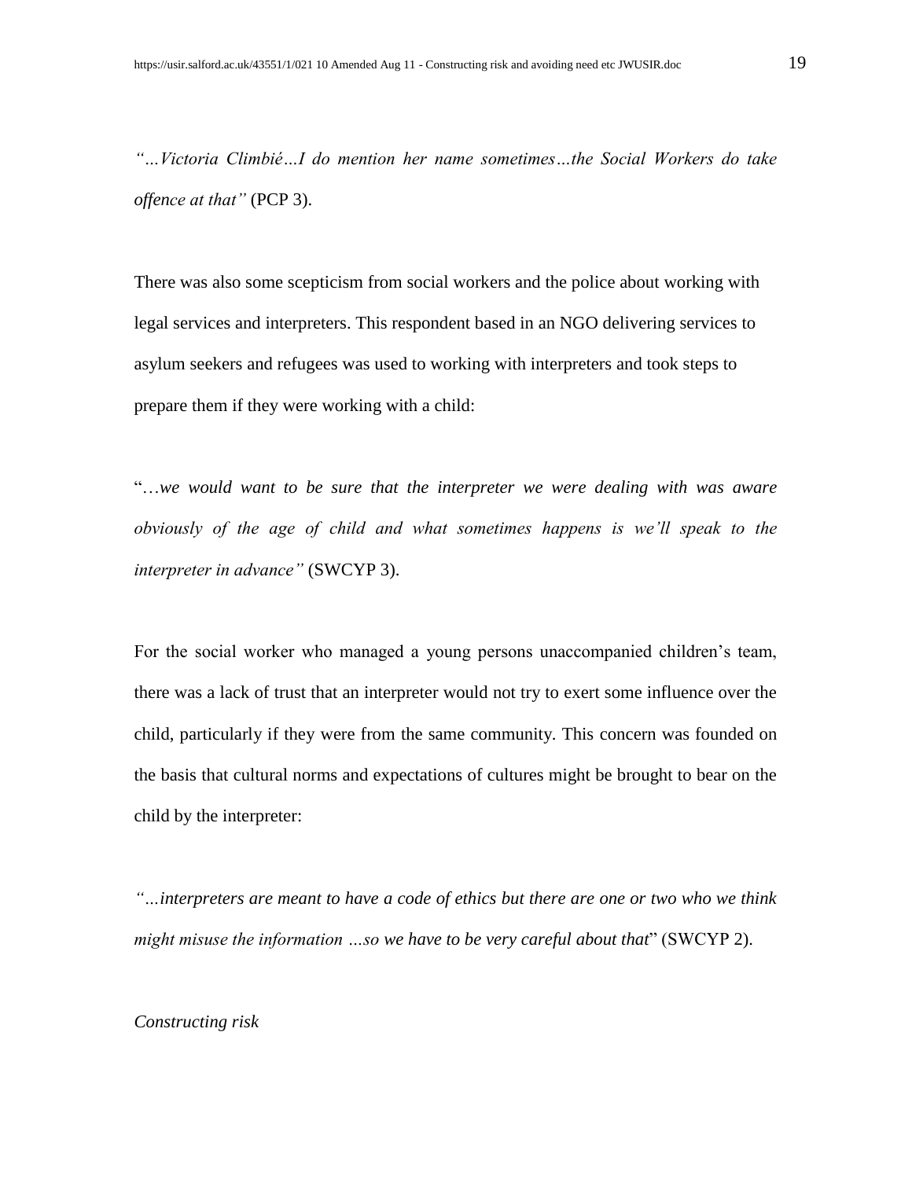*"…Victoria Climbié…I do mention her name sometimes…the Social Workers do take offence at that"* (PCP 3).

There was also some scepticism from social workers and the police about working with legal services and interpreters. This respondent based in an NGO delivering services to asylum seekers and refugees was used to working with interpreters and took steps to prepare them if they were working with a child:

"*…we would want to be sure that the interpreter we were dealing with was aware obviously of the age of child and what sometimes happens is we'll speak to the interpreter in advance"* (SWCYP 3).

For the social worker who managed a young persons unaccompanied children's team, there was a lack of trust that an interpreter would not try to exert some influence over the child, particularly if they were from the same community. This concern was founded on the basis that cultural norms and expectations of cultures might be brought to bear on the child by the interpreter:

*"…interpreters are meant to have a code of ethics but there are one or two who we think might misuse the information …so we have to be very careful about that*" (SWCYP 2).

*Constructing risk*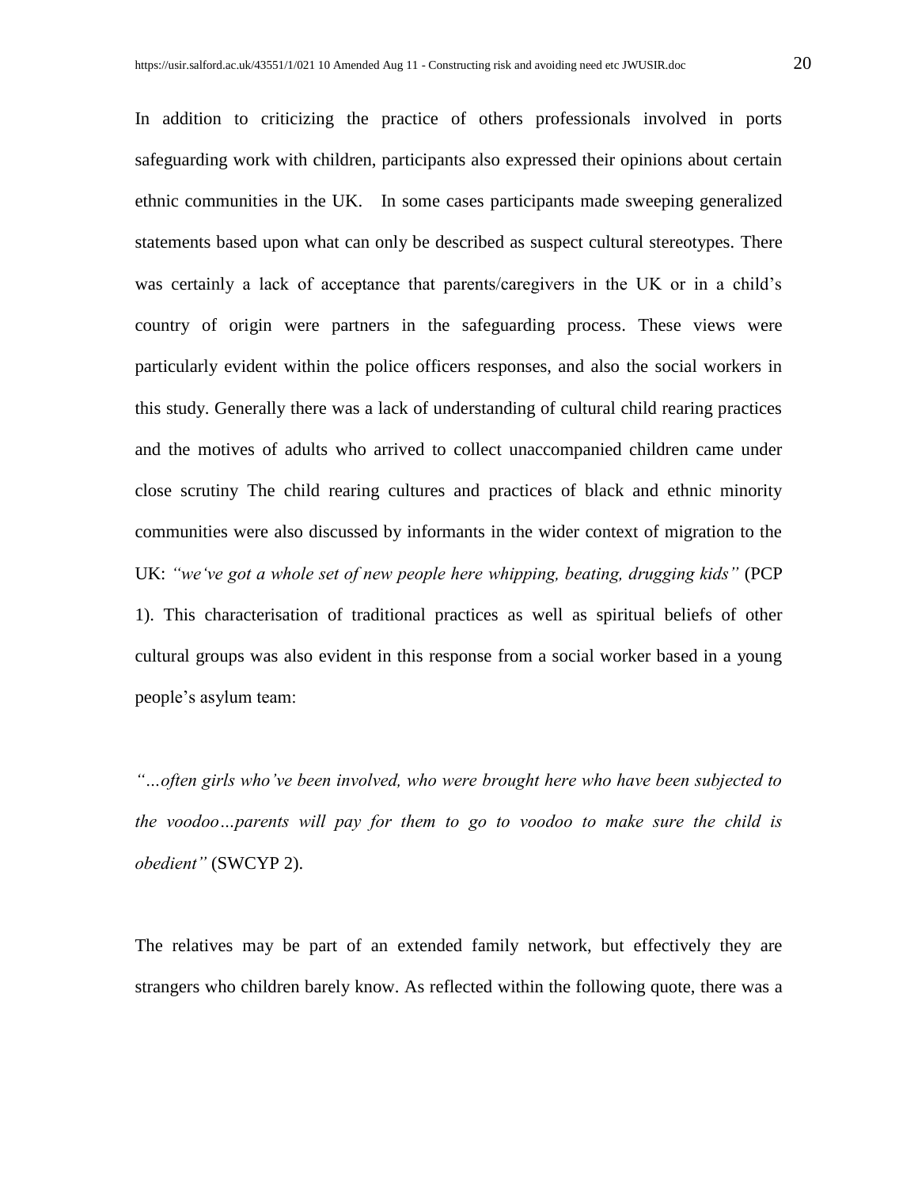In addition to criticizing the practice of others professionals involved in ports safeguarding work with children, participants also expressed their opinions about certain ethnic communities in the UK.   In some cases participants made sweeping generalized statements based upon what can only be described as suspect cultural stereotypes. There was certainly a lack of acceptance that parents/caregivers in the UK or in a child's country of origin were partners in the safeguarding process. These views were particularly evident within the police officers responses, and also the social workers in this study. Generally there was a lack of understanding of cultural child rearing practices and the motives of adults who arrived to collect unaccompanied children came under close scrutiny The child rearing cultures and practices of black and ethnic minority communities were also discussed by informants in the wider context of migration to the UK: *"we've got a whole set of new people here whipping, beating, drugging kids"* (PCP 1). This characterisation of traditional practices as well as spiritual beliefs of other cultural groups was also evident in this response from a social worker based in a young people's asylum team:

*"…often girls who've been involved, who were brought here who have been subjected to the voodoo…parents will pay for them to go to voodoo to make sure the child is obedient"* (SWCYP 2).

The relatives may be part of an extended family network, but effectively they are strangers who children barely know. As reflected within the following quote, there was a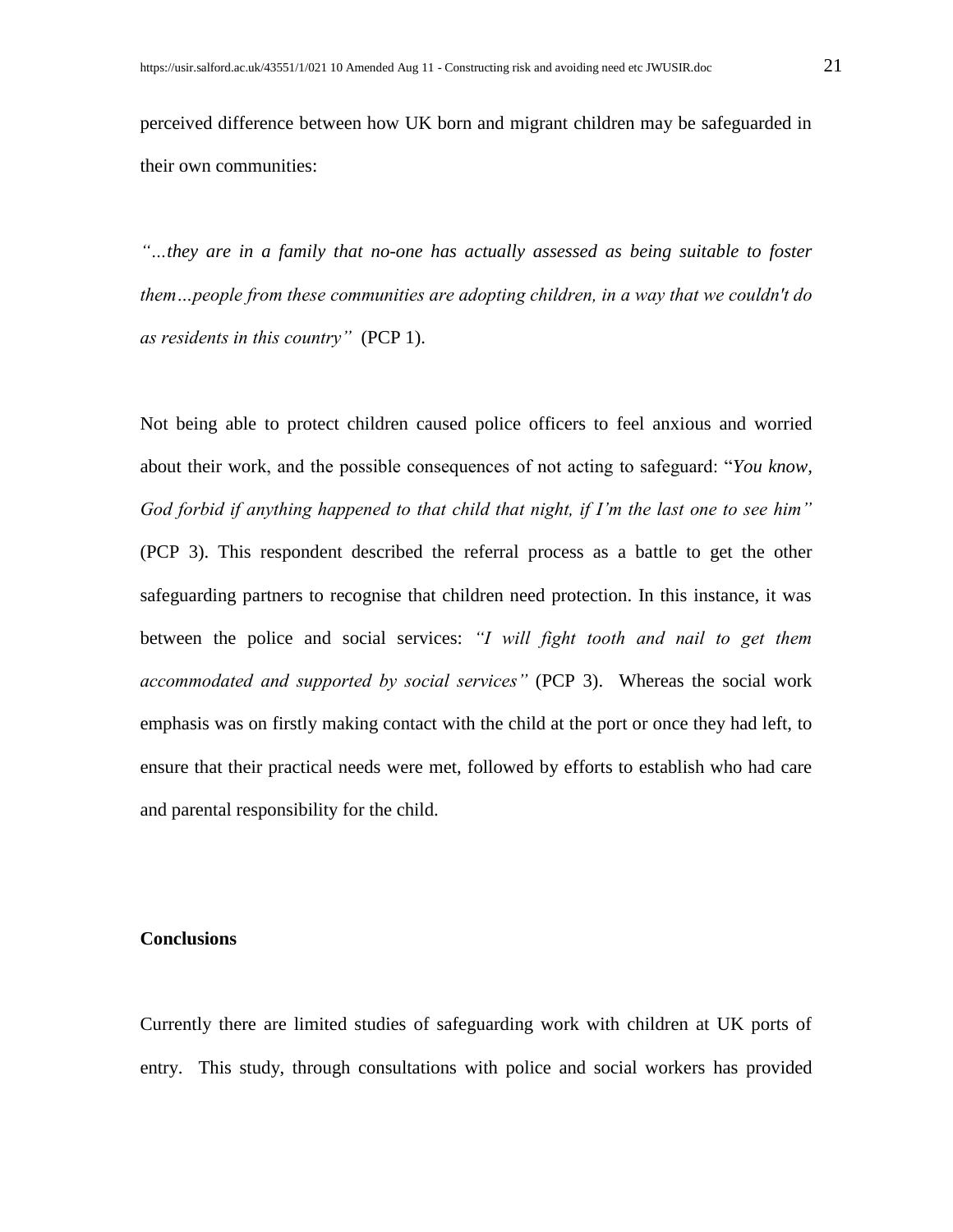perceived difference between how UK born and migrant children may be safeguarded in their own communities:

*"…they are in a family that no-one has actually assessed as being suitable to foster them…people from these communities are adopting children, in a way that we couldn't do as residents in this country"* (PCP 1).

Not being able to protect children caused police officers to feel anxious and worried about their work, and the possible consequences of not acting to safeguard: "*You know, God forbid if anything happened to that child that night, if I'm the last one to see him"* (PCP 3). This respondent described the referral process as a battle to get the other safeguarding partners to recognise that children need protection. In this instance, it was between the police and social services: *"I will fight tooth and nail to get them accommodated and supported by social services"* (PCP 3). Whereas the social work emphasis was on firstly making contact with the child at the port or once they had left, to ensure that their practical needs were met, followed by efforts to establish who had care and parental responsibility for the child.

## Conclusions

Currently there are limited studies of safeguarding work with children at UK ports of entry. This study, through consultations with police and social workers has provided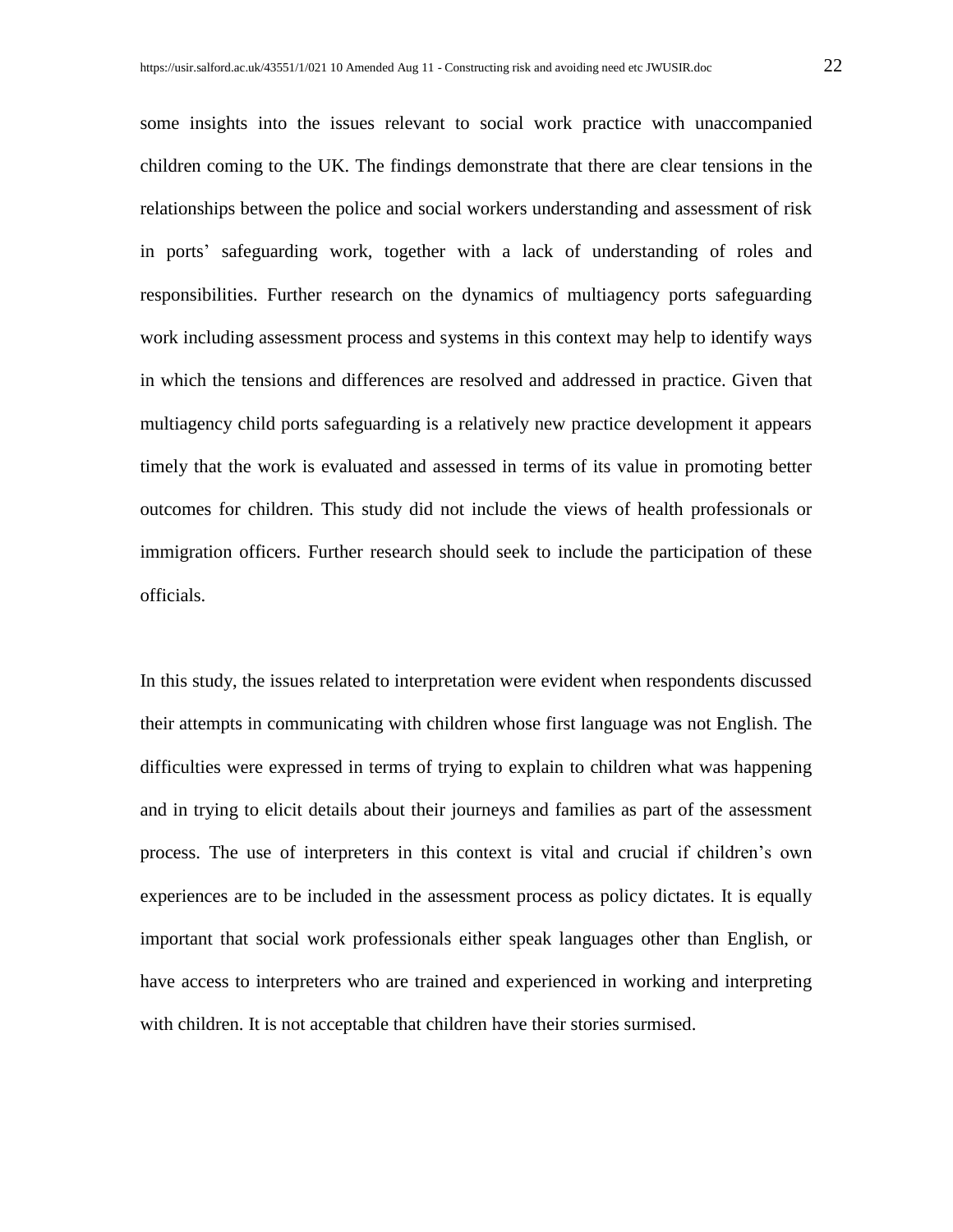some insights into the issues relevant to social work practice with unaccompanied children coming to the UK. The findings demonstrate that there are clear tensions in the relationships between the police and social workers understanding and assessment of risk in ports' safeguarding work, together with a lack of understanding of roles and responsibilities. Further research on the dynamics of multiagency ports safeguarding work including assessment process and systems in this context may help to identify ways in which the tensions and differences are resolved and addressed in practice. Given that multiagency child ports safeguarding is a relatively new practice development it appears timely that the work is evaluated and assessed in terms of its value in promoting better outcomes for children. This study did not include the views of health professionals or immigration officers. Further research should seek to include the participation of these officials.

In this study, the issues related to interpretation were evident when respondents discussed their attempts in communicating with children whose first language was not English. The difficulties were expressed in terms of trying to explain to children what was happening and in trying to elicit details about their journeys and families as part of the assessment process. The use of interpreters in this context is vital and crucial if children's own experiences are to be included in the assessment process as policy dictates. It is equally important that social work professionals either speak languages other than English, or have access to interpreters who are trained and experienced in working and interpreting with children. It is not acceptable that children have their stories surmised.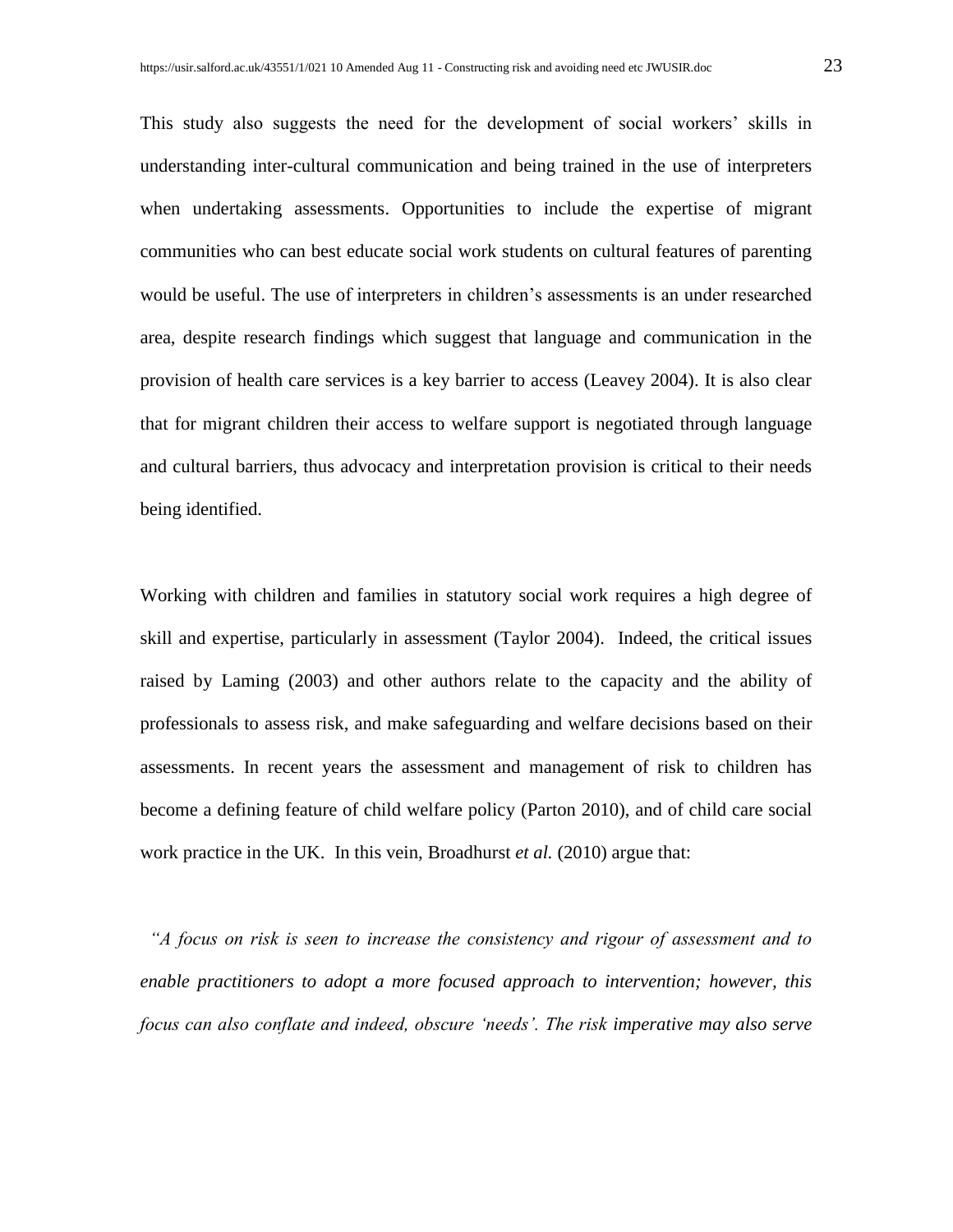This study also suggests the need for the development of social workers' skills in understanding inter-cultural communication and being trained in the use of interpreters when undertaking assessments. Opportunities to include the expertise of migrant communities who can best educate social work students on cultural features of parenting would be useful. The use of interpreters in children's assessments is an under researched area, despite research findings which suggest that language and communication in the provision of health care services is a key barrier to access (Leavey 2004). It is also clear that for migrant children their access to welfare support is negotiated through language and cultural barriers, thus advocacy and interpretation provision is critical to their needs being identified.

Working with children and families in statutory social work requires a high degree of skill and expertise, particularly in assessment (Taylor 2004). Indeed, the critical issues raised by Laming (2003) and other authors relate to the capacity and the ability of professionals to assess risk, and make safeguarding and welfare decisions based on their assessments. In recent years the assessment and management of risk to children has become a defining feature of child welfare policy (Parton 2010), and of child care social work practice in the UK. In this vein, Broadhurst *et al.* (2010) argue that:

*"A focus on risk is seen to increase the consistency and rigour of assessment and to enable practitioners to adopt a more focused approach to intervention; however, this focus can also conflate and indeed, obscure 'needs'. The risk imperative may also serve*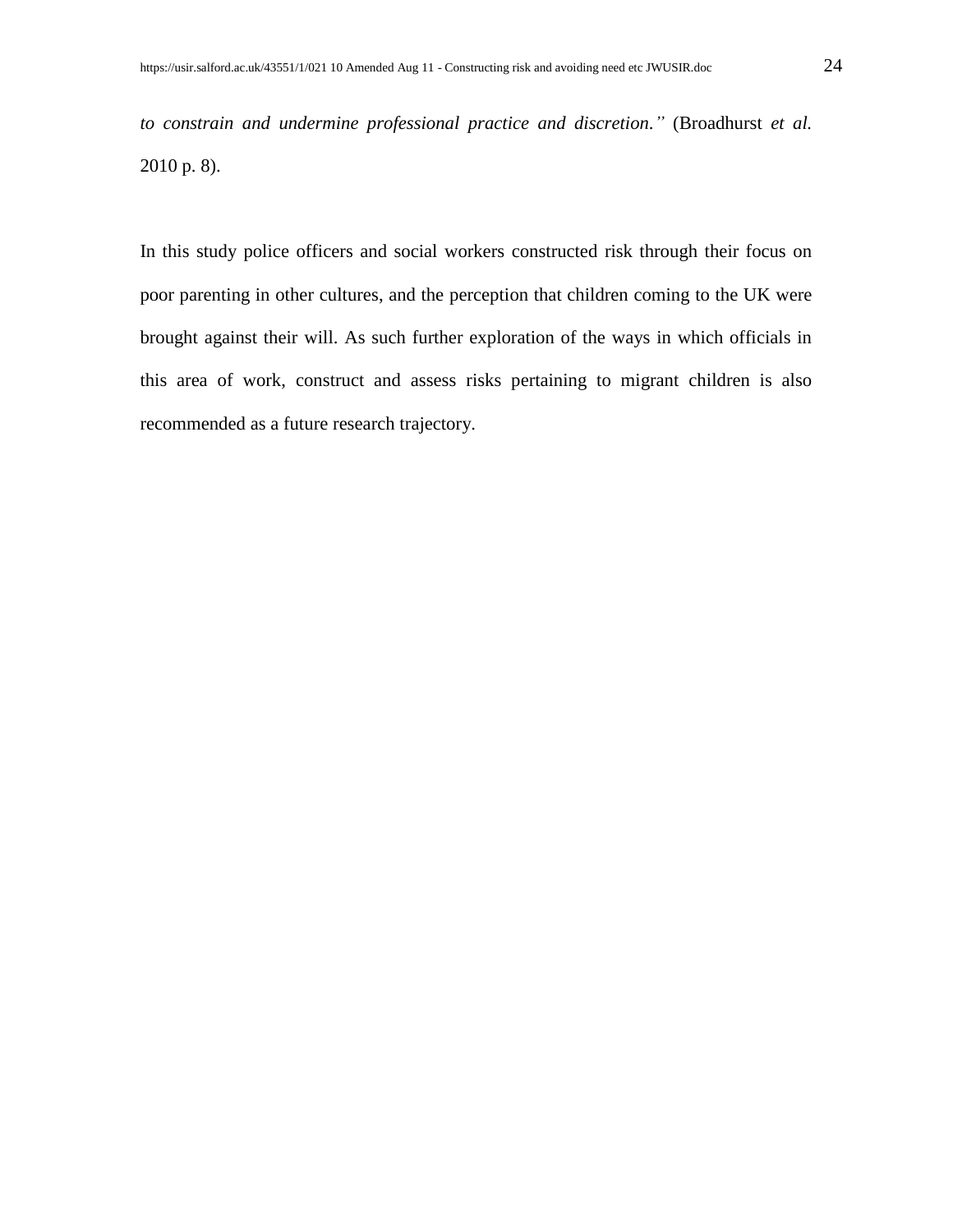*to constrain and undermine professional practice and discretion."* (Broadhurst *et al.* 2010 p. 8).

In this study police officers and social workers constructed risk through their focus on poor parenting in other cultures, and the perception that children coming to the UK were brought against their will. As such further exploration of the ways in which officials in this area of work, construct and assess risks pertaining to migrant children is also recommended as a future research trajectory.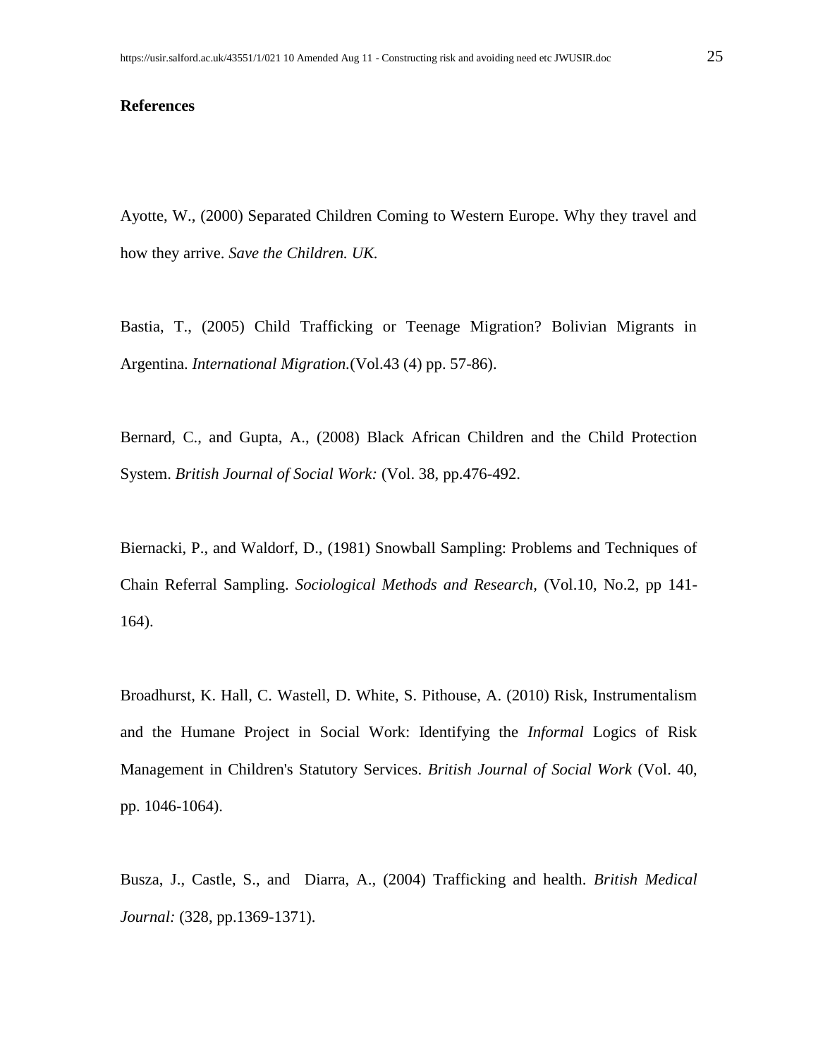**References**

Ayotte, W., (2000) Separated Children Coming to Western Europe. Why they travel and how they arrive. *Save the Children. UK.*

Bastia, T., (2005) Child Trafficking or Teenage Migration? Bolivian Migrants in Argentina. *International Migration.*(Vol.43 (4) pp. 57-86).

Bernard, C., and Gupta, A., (2008) Black African Children and the Child Protection System. *British Journal of Social Work:* (Vol. 38, pp.476-492.

Biernacki, P., and Waldorf, D., (1981) Snowball Sampling: Problems and Techniques of Chain Referral Sampling. *Sociological Methods and Research,* (Vol.10, No.2, pp 141-164).

Broadhurst, K. Hall, C. Wastell, D. White, S. Pithouse, A. (2010) Risk, Instrumentalism and the Humane Project in Social Work: Identifying the *Informal* Logics of Risk Management in Children's Statutory Services. *British Journal of Social Work* (Vol. 40, pp. 1046-1064).

Busza, J., Castle, S., and Diarra, A., (2004) Trafficking and health. *British Medical Journal:* (328, pp.1369-1371).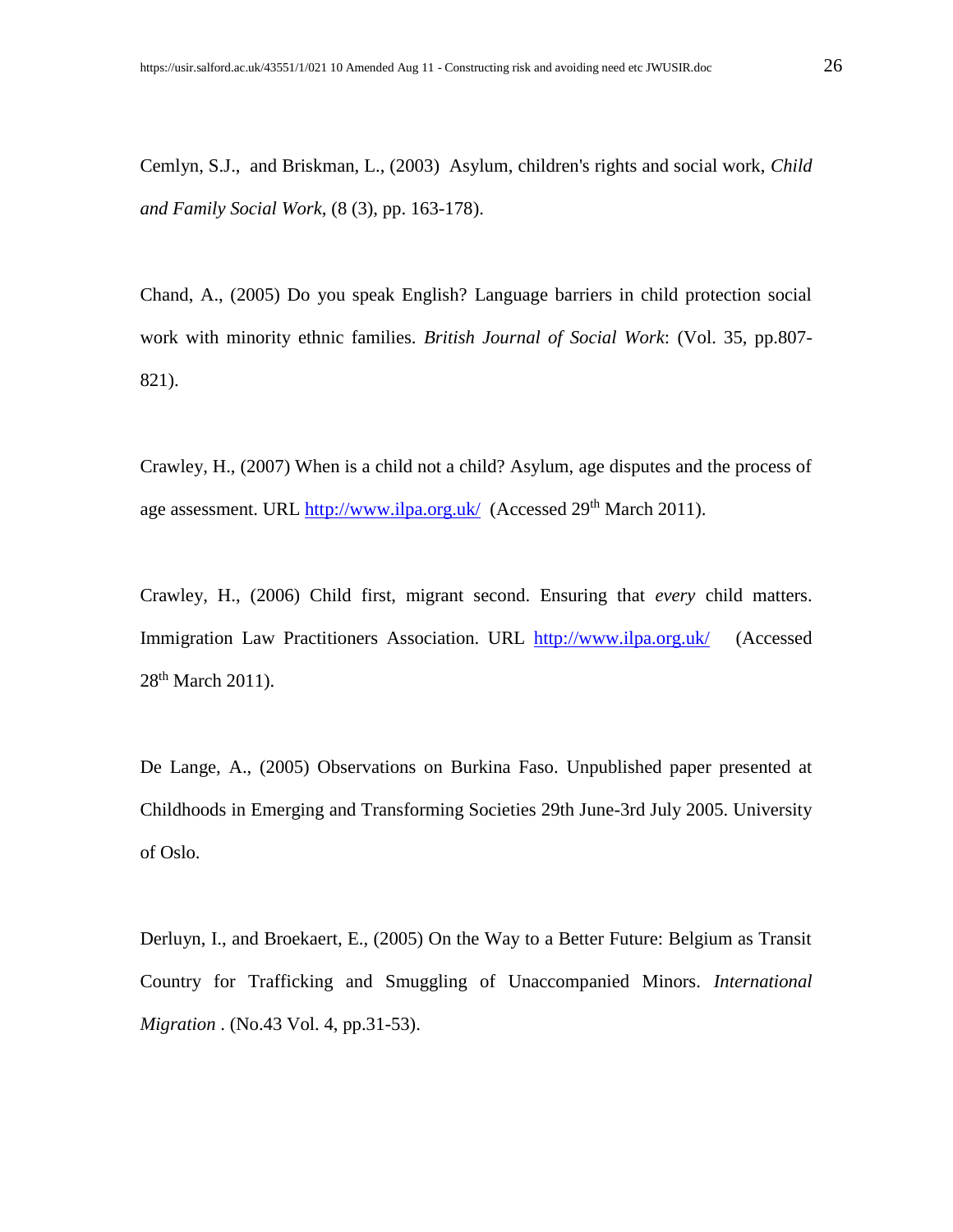Cemlyn, S.J., and Briskman, L., (2003) Asylum, children's rights and social work, *Child and Family Social Work*, (8 (3), pp. 163-178).

Chand, A., (2005) Do you speak English? Language barriers in child protection social work with minority ethnic families. *British Journal of Social Work*: (Vol. 35, pp.807-821).

Crawley, H., (2007) When is a child not a child? Asylum, age disputes and the process of age assessment. URL http://www.ilpa.org.uk/ (Accessed 29th March 2011).

Crawley, H., (2006) Child first, migrant second. Ensuring that *every* child matters. Immigration Law Practitioners Association. URL http://www.ilpa.org.uk/ (Accessed 28th March 2011).

De Lange, A., (2005) Observations on Burkina Faso. Unpublished paper presented at Childhoods in Emerging and Transforming Societies 29th June-3rd July 2005. University of Oslo.

Derluyn, I., and Broekaert, E., (2005) On the Way to a Better Future: Belgium as Transit Country for Trafficking and Smuggling of Unaccompanied Minors. *International Migration* . (No.43 Vol. 4, pp.31-53).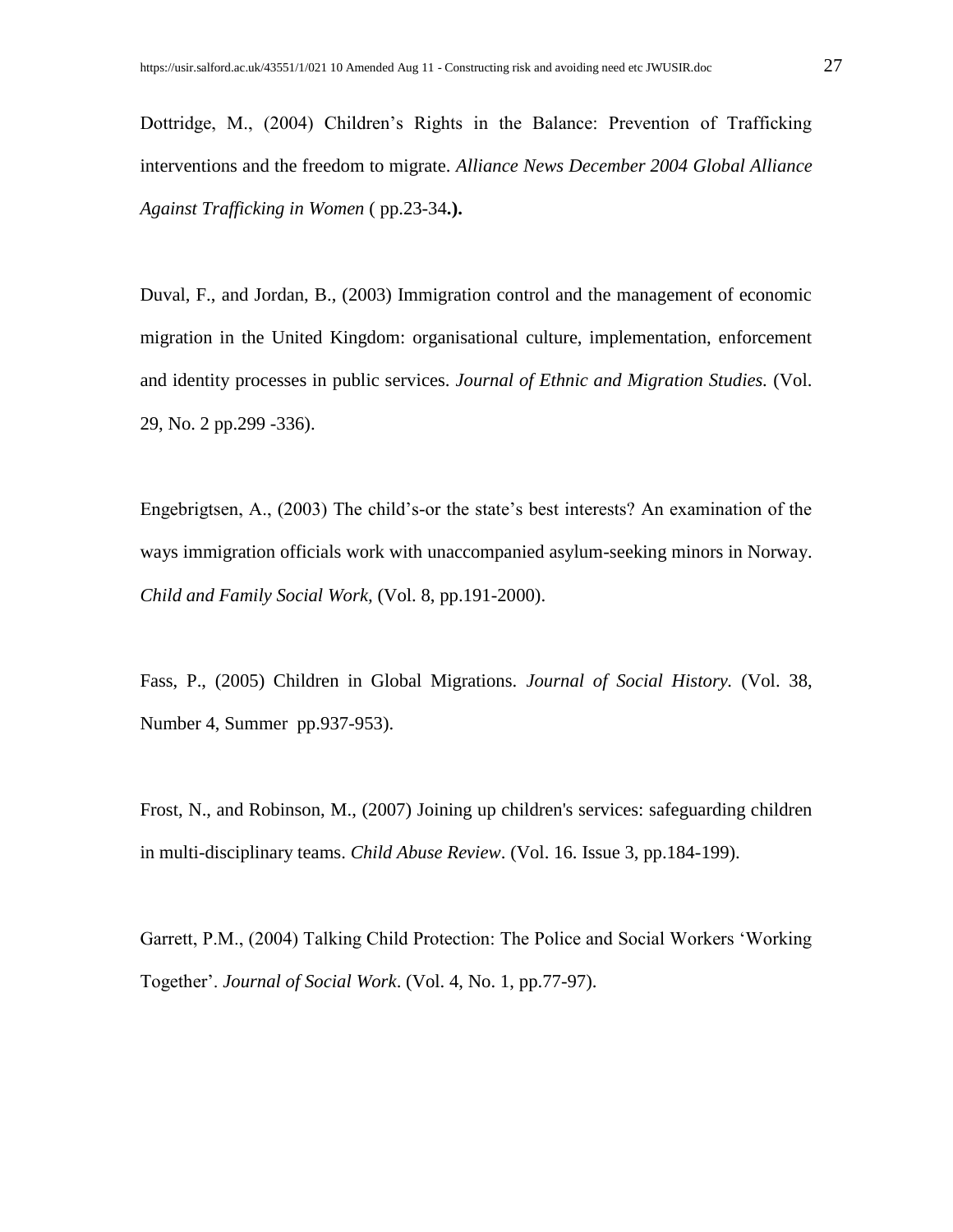Dottridge, M., (2004) Children's Rights in the Balance: Prevention of Trafficking interventions and the freedom to migrate. *Alliance News December 2004 Global Alliance Against Trafficking in Women* ( pp.23-34**.).**

Duval, F., and Jordan, B., (2003) Immigration control and the management of economic migration in the United Kingdom: organisational culture, implementation, enforcement and identity processes in public services. *Journal of Ethnic and Migration Studies.* (Vol. 29, No. 2 pp.299 -336).

Engebrigtsen, A., (2003) The child's-or the state's best interests? An examination of the ways immigration officials work with unaccompanied asylum-seeking minors in Norway. *Child and Family Social Work,* (Vol. 8, pp.191-2000).

Fass, P., (2005) Children in Global Migrations. *Journal of Social History.* (Vol. 38, Number 4, Summer pp.937-953).

Frost, N., and Robinson, M., (2007) Joining up children's services: safeguarding children in multi-disciplinary teams. *Child Abuse Review*. (Vol. 16. Issue 3, pp.184-199).

Garrett, P.M., (2004) Talking Child Protection: The Police and Social Workers 'Working Together'. *Journal of Social Work*. (Vol. 4, No. 1, pp.77-97).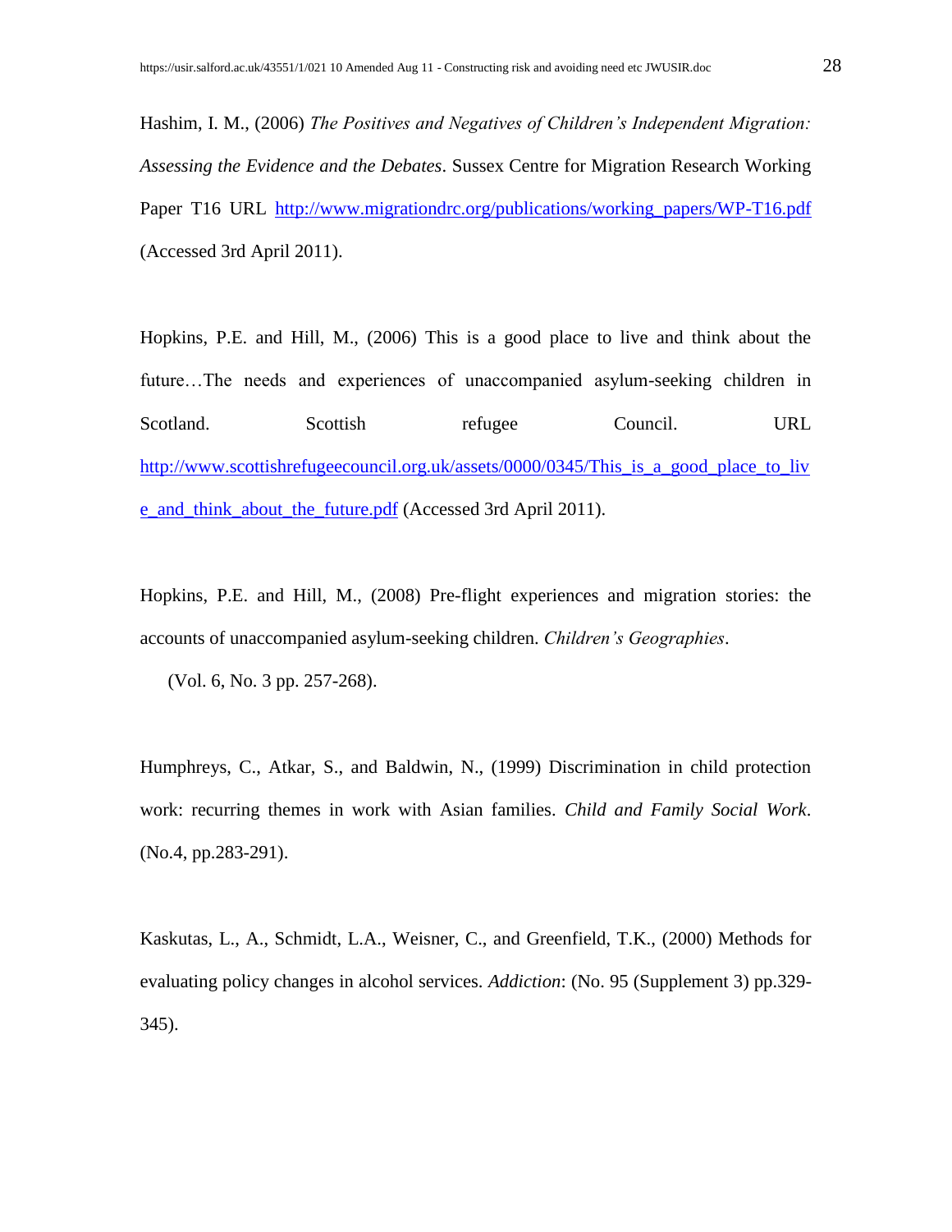Hashim, I. M., (2006) *The Positives and Negatives of Children's Independent Migration: Assessing the Evidence and the Debates*. Sussex Centre for Migration Research Working Paper T16 URL http://www.migrationdrc.org/publications/working_papers/WP-T16.pdf (Accessed 3rd April 2011).

Hopkins, P.E. and Hill, M., (2006) This is a good place to live and think about the future…The needs and experiences of unaccompanied asylum-seeking children in Scotland. Scottish refugee Council. URL http://www.scottishrefugeecouncil.org.uk/assets/0000/0345/This_is_a_good_place_to_live_and_think_about_the_future.pdf (Accessed 3rd April 2011).

Hopkins, P.E. and Hill, M., (2008) Pre-flight experiences and migration stories: the accounts of unaccompanied asylum-seeking children. *Children's Geographies*. (Vol. 6, No. 3 pp. 257-268).

Humphreys, C., Atkar, S., and Baldwin, N., (1999) Discrimination in child protection work: recurring themes in work with Asian families. *Child and Family Social Work*. (No.4, pp.283-291).

Kaskutas, L., A., Schmidt, L.A., Weisner, C., and Greenfield, T.K., (2000) Methods for evaluating policy changes in alcohol services. *Addiction*: (No. 95 (Supplement 3) pp.329-345).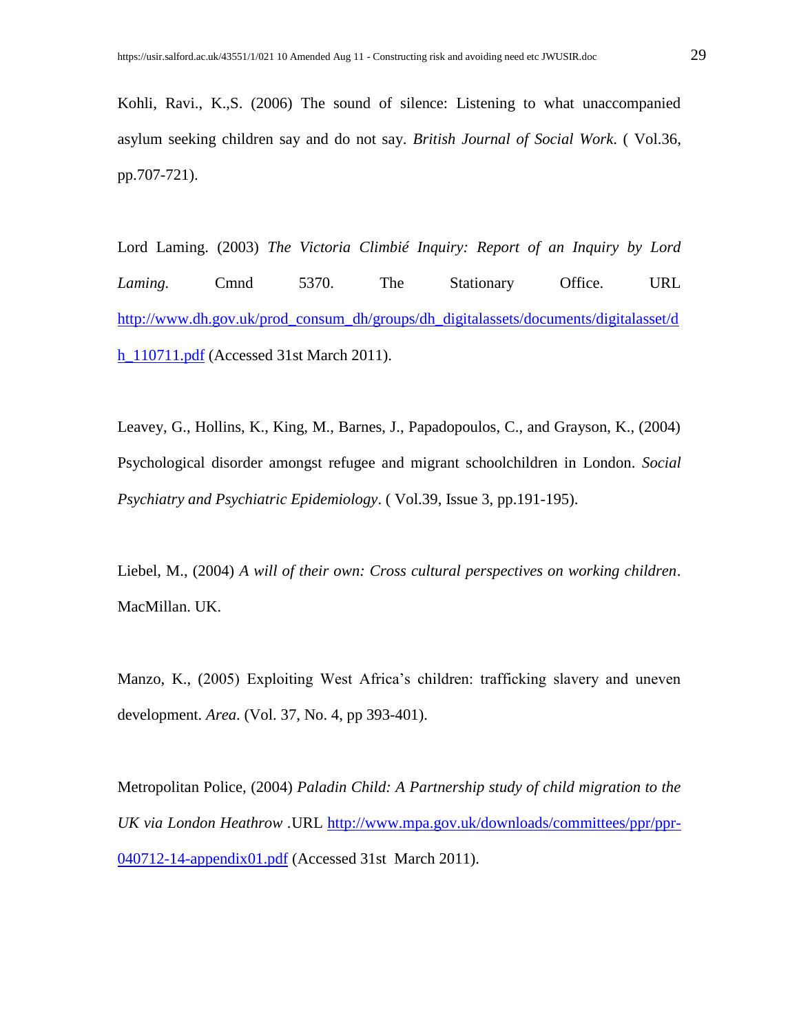Kohli, Ravi., K.,S. (2006) The sound of silence: Listening to what unaccompanied asylum seeking children say and do not say. *British Journal of Social Work*. ( Vol.36, pp.707-721).

Lord Laming. (2003) *The Victoria Climbié Inquiry: Report of an Inquiry by Lord Laming.* Cmnd 5370. The Stationary Office. URL http://www.dh.gov.uk/prod_consum_dh/groups/dh_digitalassets/documents/digitalasset/dh_110711.pdf (Accessed 31st March 2011).

Leavey, G., Hollins, K., King, M., Barnes, J., Papadopoulos, C., and Grayson, K., (2004) Psychological disorder amongst refugee and migrant schoolchildren in London. *Social Psychiatry and Psychiatric Epidemiology*. ( Vol.39, Issue 3, pp.191-195).

Liebel, M., (2004) *A will of their own: Cross cultural perspectives on working children*. MacMillan. UK.

Manzo, K., (2005) Exploiting West Africa's children: trafficking slavery and uneven development. *Area*. (Vol. 37, No. 4, pp 393-401).

Metropolitan Police, (2004) *Paladin Child: A Partnership study of child migration to the UK via London Heathrow* .URL http://www.mpa.gov.uk/downloads/committees/ppr/ppr-040712-14-appendix01.pdf (Accessed 31st March 2011).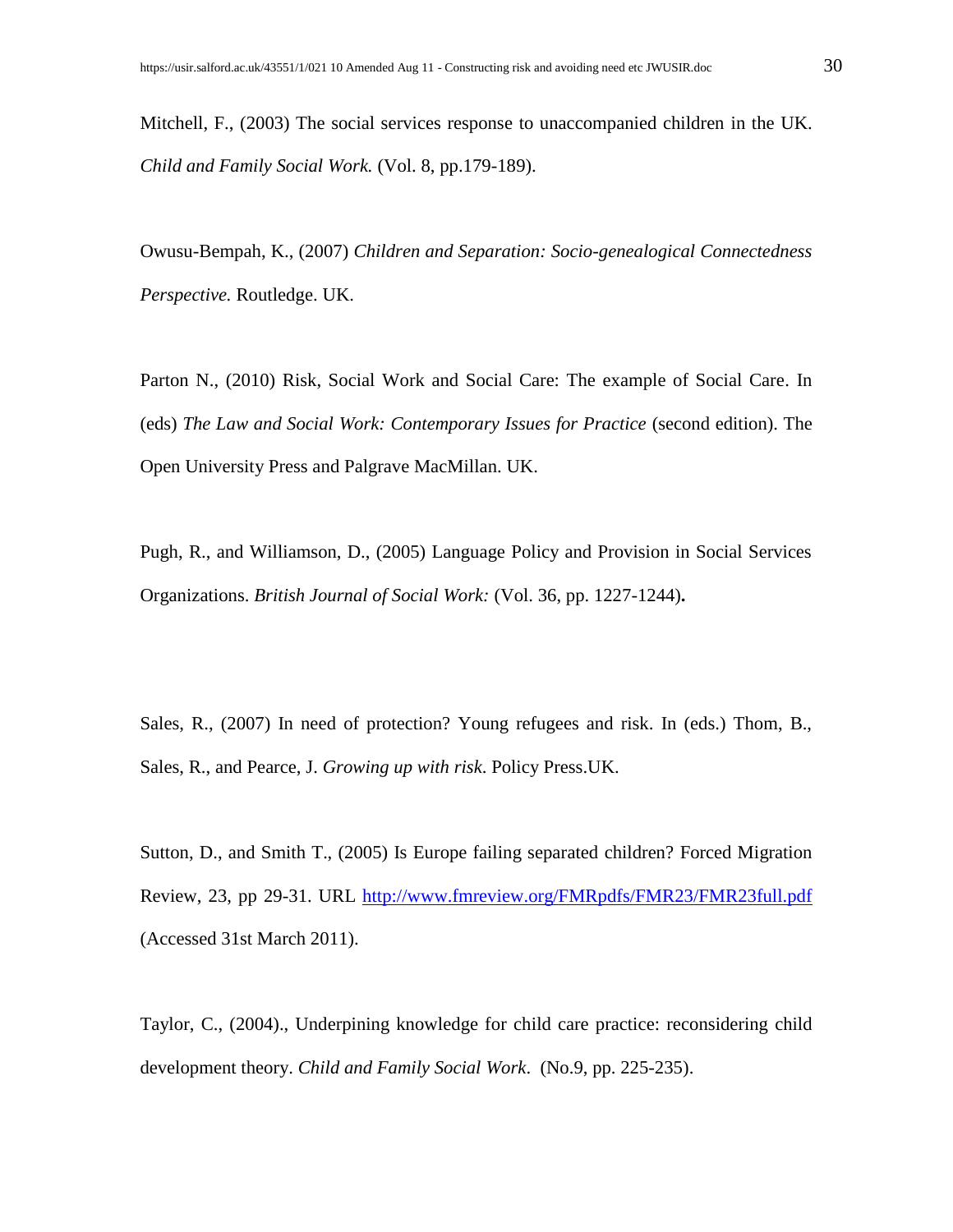Mitchell, F., (2003) The social services response to unaccompanied children in the UK. *Child and Family Social Work.* (Vol. 8, pp.179-189).

Owusu-Bempah, K., (2007) *Children and Separation: Socio-genealogical Connectedness Perspective.* Routledge. UK.

Parton N., (2010) Risk, Social Work and Social Care: The example of Social Care. In (eds) *The Law and Social Work: Contemporary Issues for Practice* (second edition). The Open University Press and Palgrave MacMillan. UK.

Pugh, R., and Williamson, D., (2005) Language Policy and Provision in Social Services Organizations. *British Journal of Social Work:* (Vol. 36, pp. 1227-1244)**.**

Sales, R., (2007) In need of protection? Young refugees and risk. In (eds.) Thom, B., Sales, R., and Pearce, J. *Growing up with risk*. Policy Press.UK.

Sutton, D., and Smith T., (2005) Is Europe failing separated children? Forced Migration Review, 23, pp 29-31. URL http://www.fmreview.org/FMRpdfs/FMR23/FMR23full.pdf (Accessed 31st March 2011).

Taylor, C., (2004)., Underpining knowledge for child care practice: reconsidering child development theory. *Child and Family Social Work*. (No.9, pp. 225-235).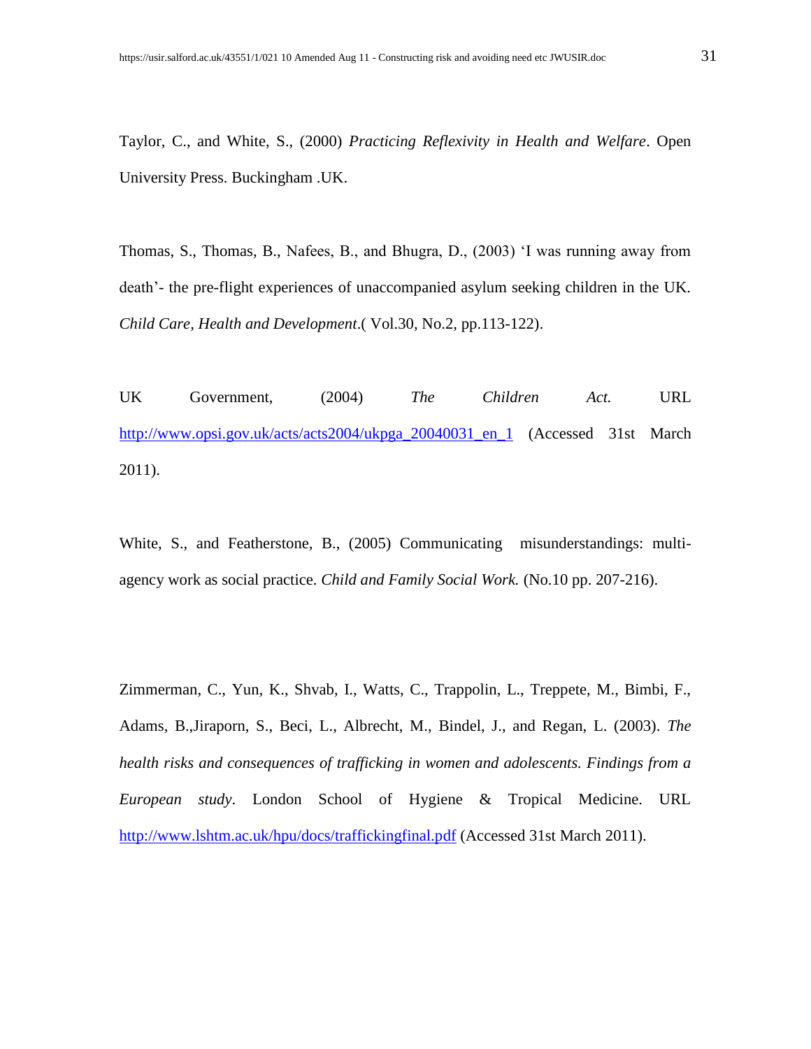Taylor, C., and White, S., (2000) *Practicing Reflexivity in Health and Welfare*. Open University Press. Buckingham .UK.

Thomas, S., Thomas, B., Nafees, B., and Bhugra, D., (2003) 'I was running away from death'- the pre-flight experiences of unaccompanied asylum seeking children in the UK. *Child Care, Health and Development*.( Vol.30, No.2, pp.113-122).

UK Government, (2004) *The Children Act.* URL http://www.opsi.gov.uk/acts/acts2004/ukpga_20040031_en_1 (Accessed 31st March 2011).

White, S., and Featherstone, B., (2005) Communicating misunderstandings: multi-agency work as social practice. *Child and Family Social Work.* (No.10 pp. 207-216).

Zimmerman, C., Yun, K., Shvab, I., Watts, C., Trappolin, L., Treppete, M., Bimbi, F., Adams, B.,Jiraporn, S., Beci, L., Albrecht, M., Bindel, J., and Regan, L. (2003). *The health risks and consequences of trafficking in women and adolescents. Findings from a European study*. London School of Hygiene & Tropical Medicine. URL http://www.lshtm.ac.uk/hpu/docs/traffickingfinal.pdf (Accessed 31st March 2011).